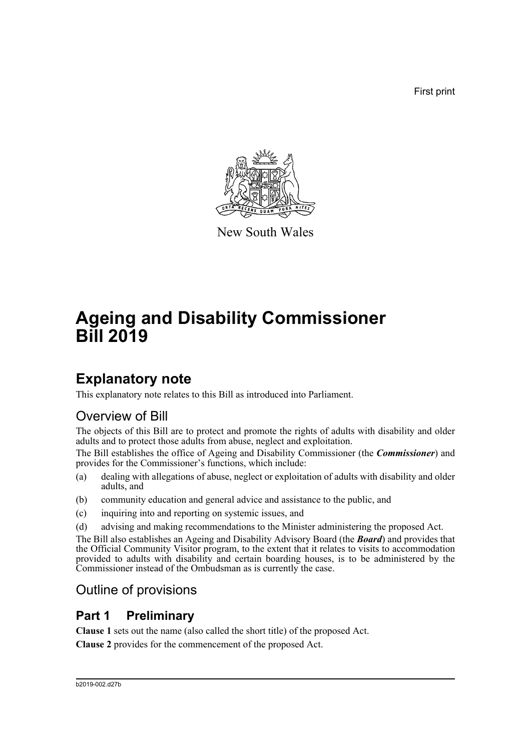First print

New South Wales

# Ageing and Disability Commissioner Bill 2019

## Explanatory note

This explanatory note relates to this Bill as introduced into Parliament.

### Overview of Bill

The objects of this Bill are to protect and promote the rights of adults with disability and older adults and to protect those adults from abuse, neglect and exploitation.

The Bill establishes the office of Ageing and Disability Commissioner (the ***Commissioner***) and provides for the Commissioner's functions, which include:

(a) dealing with allegations of abuse, neglect or exploitation of adults with disability and older adults, and

(b) community education and general advice and assistance to the public, and

(c) inquiring into and reporting on systemic issues, and

(d) advising and making recommendations to the Minister administering the proposed Act.

The Bill also establishes an Ageing and Disability Advisory Board (the ***Board***) and provides that the Official Community Visitor program, to the extent that it relates to visits to accommodation provided to adults with disability and certain boarding houses, is to be administered by the Commissioner instead of the Ombudsman as is currently the case.

### Outline of provisions

## Part 1 Preliminary

**Clause 1** sets out the name (also called the short title) of the proposed Act.

**Clause 2** provides for the commencement of the proposed Act.

b2019-002.d27b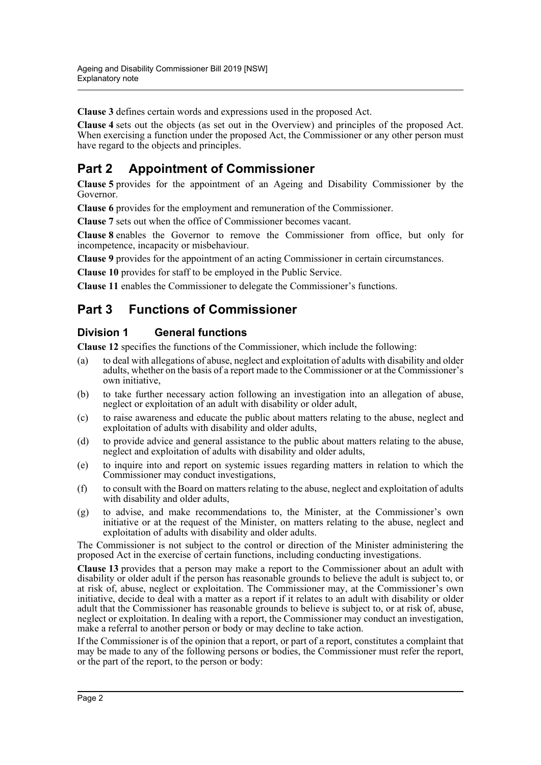**Clause 3** defines certain words and expressions used in the proposed Act.

**Clause 4** sets out the objects (as set out in the Overview) and principles of the proposed Act. When exercising a function under the proposed Act, the Commissioner or any other person must have regard to the objects and principles.

## Part 2 Appointment of Commissioner

**Clause 5** provides for the appointment of an Ageing and Disability Commissioner by the Governor.

**Clause 6** provides for the employment and remuneration of the Commissioner.

**Clause 7** sets out when the office of Commissioner becomes vacant.

**Clause 8** enables the Governor to remove the Commissioner from office, but only for incompetence, incapacity or misbehaviour.

**Clause 9** provides for the appointment of an acting Commissioner in certain circumstances.

**Clause 10** provides for staff to be employed in the Public Service.

**Clause 11** enables the Commissioner to delegate the Commissioner's functions.

## Part 3 Functions of Commissioner

### Division 1 General functions

**Clause 12** specifies the functions of the Commissioner, which include the following:

(a) to deal with allegations of abuse, neglect and exploitation of adults with disability and older adults, whether on the basis of a report made to the Commissioner or at the Commissioner's own initiative,

(b) to take further necessary action following an investigation into an allegation of abuse, neglect or exploitation of an adult with disability or older adult,

(c) to raise awareness and educate the public about matters relating to the abuse, neglect and exploitation of adults with disability and older adults,

(d) to provide advice and general assistance to the public about matters relating to the abuse, neglect and exploitation of adults with disability and older adults,

(e) to inquire into and report on systemic issues regarding matters in relation to which the Commissioner may conduct investigations,

(f) to consult with the Board on matters relating to the abuse, neglect and exploitation of adults with disability and older adults,

(g) to advise, and make recommendations to, the Minister, at the Commissioner's own initiative or at the request of the Minister, on matters relating to the abuse, neglect and exploitation of adults with disability and older adults.

The Commissioner is not subject to the control or direction of the Minister administering the proposed Act in the exercise of certain functions, including conducting investigations.

**Clause 13** provides that a person may make a report to the Commissioner about an adult with disability or older adult if the person has reasonable grounds to believe the adult is subject to, or at risk of, abuse, neglect or exploitation. The Commissioner may, at the Commissioner's own initiative, decide to deal with a matter as a report if it relates to an adult with disability or older adult that the Commissioner has reasonable grounds to believe is subject to, or at risk of, abuse, neglect or exploitation. In dealing with a report, the Commissioner may conduct an investigation, make a referral to another person or body or may decline to take action.

If the Commissioner is of the opinion that a report, or part of a report, constitutes a complaint that may be made to any of the following persons or bodies, the Commissioner must refer the report, or the part of the report, to the person or body: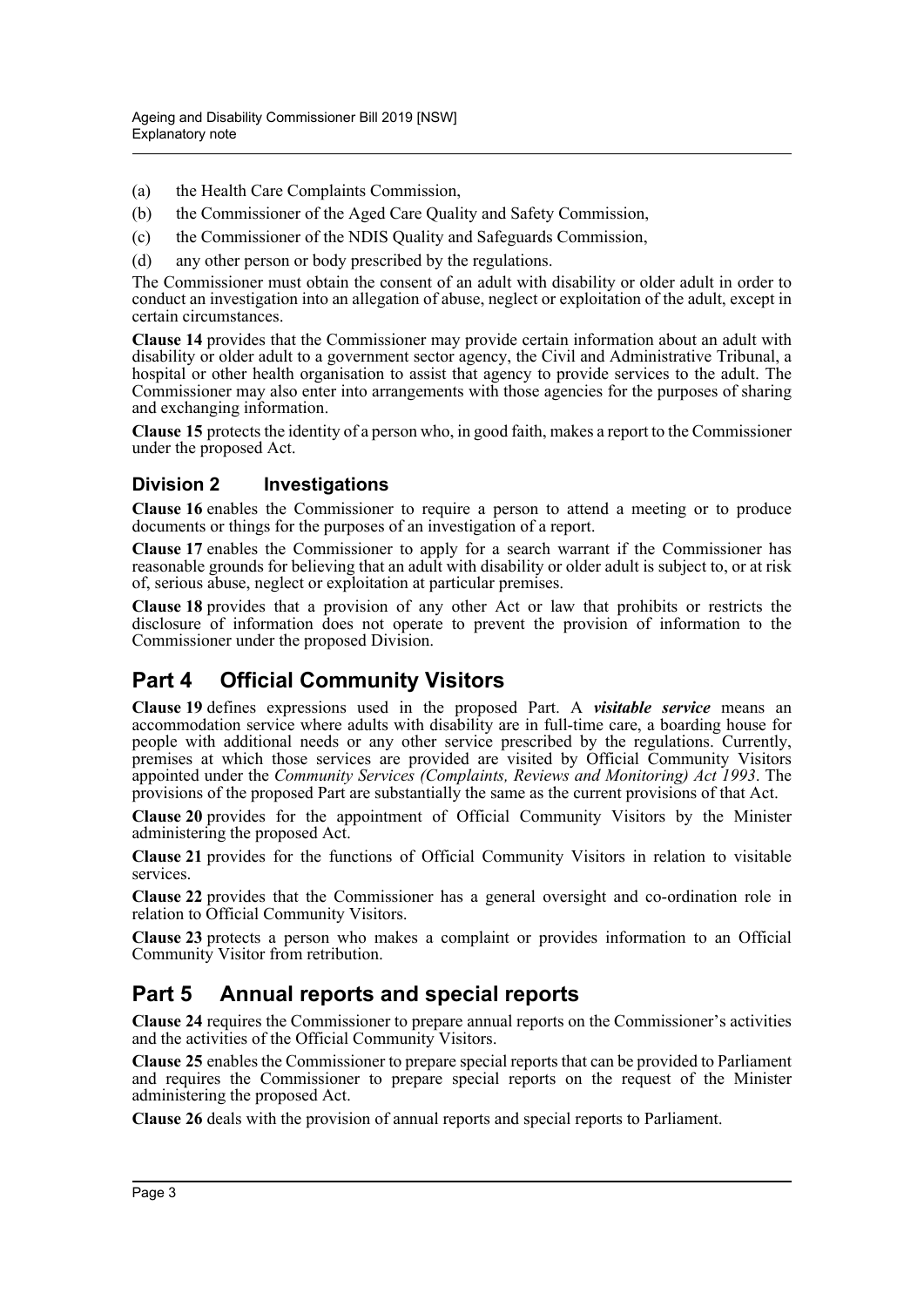(a) the Health Care Complaints Commission,

(b) the Commissioner of the Aged Care Quality and Safety Commission,

(c) the Commissioner of the NDIS Quality and Safeguards Commission,

(d) any other person or body prescribed by the regulations.

The Commissioner must obtain the consent of an adult with disability or older adult in order to conduct an investigation into an allegation of abuse, neglect or exploitation of the adult, except in certain circumstances.

**Clause 14** provides that the Commissioner may provide certain information about an adult with disability or older adult to a government sector agency, the Civil and Administrative Tribunal, a hospital or other health organisation to assist that agency to provide services to the adult. The Commissioner may also enter into arrangements with those agencies for the purposes of sharing and exchanging information.

**Clause 15** protects the identity of a person who, in good faith, makes a report to the Commissioner under the proposed Act.

### Division 2 Investigations

**Clause 16** enables the Commissioner to require a person to attend a meeting or to produce documents or things for the purposes of an investigation of a report.

**Clause 17** enables the Commissioner to apply for a search warrant if the Commissioner has reasonable grounds for believing that an adult with disability or older adult is subject to, or at risk of, serious abuse, neglect or exploitation at particular premises.

**Clause 18** provides that a provision of any other Act or law that prohibits or restricts the disclosure of information does not operate to prevent the provision of information to the Commissioner under the proposed Division.

## Part 4 Official Community Visitors

**Clause 19** defines expressions used in the proposed Part. A ***visitable service*** means an accommodation service where adults with disability are in full-time care, a boarding house for people with additional needs or any other service prescribed by the regulations. Currently, premises at which those services are provided are visited by Official Community Visitors appointed under the *Community Services (Complaints, Reviews and Monitoring) Act 1993*. The provisions of the proposed Part are substantially the same as the current provisions of that Act.

**Clause 20** provides for the appointment of Official Community Visitors by the Minister administering the proposed Act.

**Clause 21** provides for the functions of Official Community Visitors in relation to visitable services.

**Clause 22** provides that the Commissioner has a general oversight and co-ordination role in relation to Official Community Visitors.

**Clause 23** protects a person who makes a complaint or provides information to an Official Community Visitor from retribution.

## Part 5 Annual reports and special reports

**Clause 24** requires the Commissioner to prepare annual reports on the Commissioner's activities and the activities of the Official Community Visitors.

**Clause 25** enables the Commissioner to prepare special reports that can be provided to Parliament and requires the Commissioner to prepare special reports on the request of the Minister administering the proposed Act.

**Clause 26** deals with the provision of annual reports and special reports to Parliament.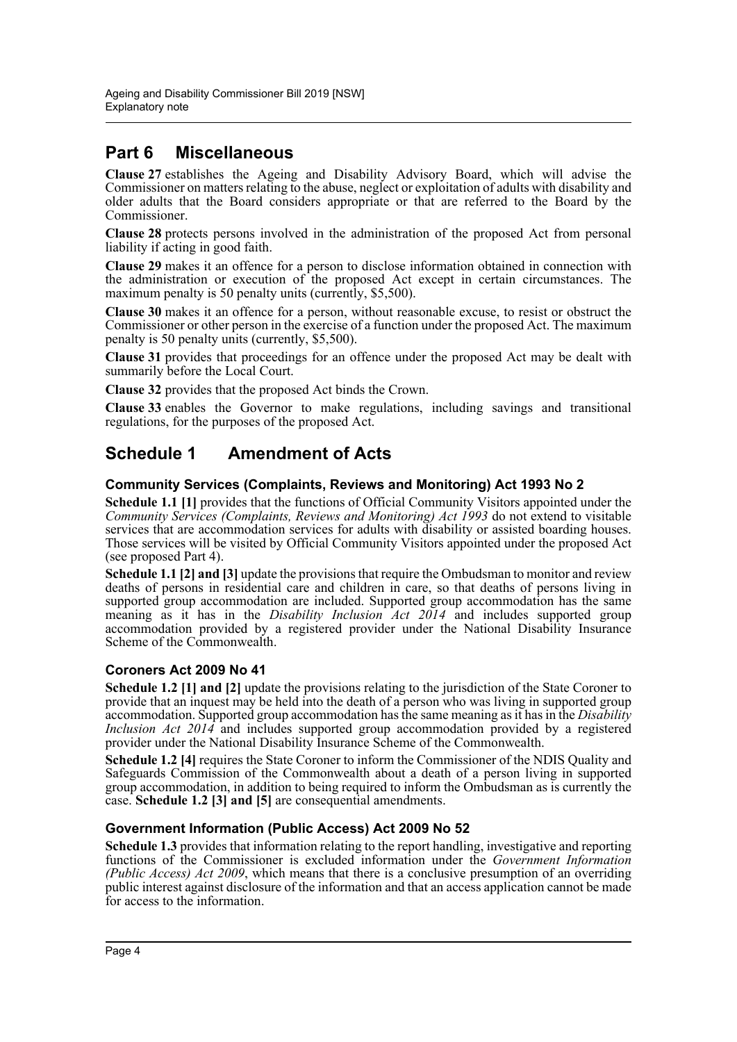## Part 6 Miscellaneous

**Clause 27** establishes the Ageing and Disability Advisory Board, which will advise the Commissioner on matters relating to the abuse, neglect or exploitation of adults with disability and older adults that the Board considers appropriate or that are referred to the Board by the Commissioner.

**Clause 28** protects persons involved in the administration of the proposed Act from personal liability if acting in good faith.

**Clause 29** makes it an offence for a person to disclose information obtained in connection with the administration or execution of the proposed Act except in certain circumstances. The maximum penalty is 50 penalty units (currently, $5,500).

**Clause 30** makes it an offence for a person, without reasonable excuse, to resist or obstruct the Commissioner or other person in the exercise of a function under the proposed Act. The maximum penalty is 50 penalty units (currently, $5,500).

**Clause 31** provides that proceedings for an offence under the proposed Act may be dealt with summarily before the Local Court.

**Clause 32** provides that the proposed Act binds the Crown.

**Clause 33** enables the Governor to make regulations, including savings and transitional regulations, for the purposes of the proposed Act.

## Schedule 1 Amendment of Acts

### Community Services (Complaints, Reviews and Monitoring) Act 1993 No 2

**Schedule 1.1 [1]** provides that the functions of Official Community Visitors appointed under the *Community Services (Complaints, Reviews and Monitoring) Act 1993* do not extend to visitable services that are accommodation services for adults with disability or assisted boarding houses. Those services will be visited by Official Community Visitors appointed under the proposed Act (see proposed Part 4).

**Schedule 1.1 [2] and [3]** update the provisions that require the Ombudsman to monitor and review deaths of persons in residential care and children in care, so that deaths of persons living in supported group accommodation are included. Supported group accommodation has the same meaning as it has in the *Disability Inclusion Act 2014* and includes supported group accommodation provided by a registered provider under the National Disability Insurance Scheme of the Commonwealth.

### Coroners Act 2009 No 41

**Schedule 1.2 [1] and [2]** update the provisions relating to the jurisdiction of the State Coroner to provide that an inquest may be held into the death of a person who was living in supported group accommodation. Supported group accommodation has the same meaning as it has in the *Disability Inclusion Act 2014* and includes supported group accommodation provided by a registered provider under the National Disability Insurance Scheme of the Commonwealth.

**Schedule 1.2 [4]** requires the State Coroner to inform the Commissioner of the NDIS Quality and Safeguards Commission of the Commonwealth about a death of a person living in supported group accommodation, in addition to being required to inform the Ombudsman as is currently the case. **Schedule 1.2 [3] and [5]** are consequential amendments.

### Government Information (Public Access) Act 2009 No 52

**Schedule 1.3** provides that information relating to the report handling, investigative and reporting functions of the Commissioner is excluded information under the *Government Information (Public Access) Act 2009*, which means that there is a conclusive presumption of an overriding public interest against disclosure of the information and that an access application cannot be made for access to the information.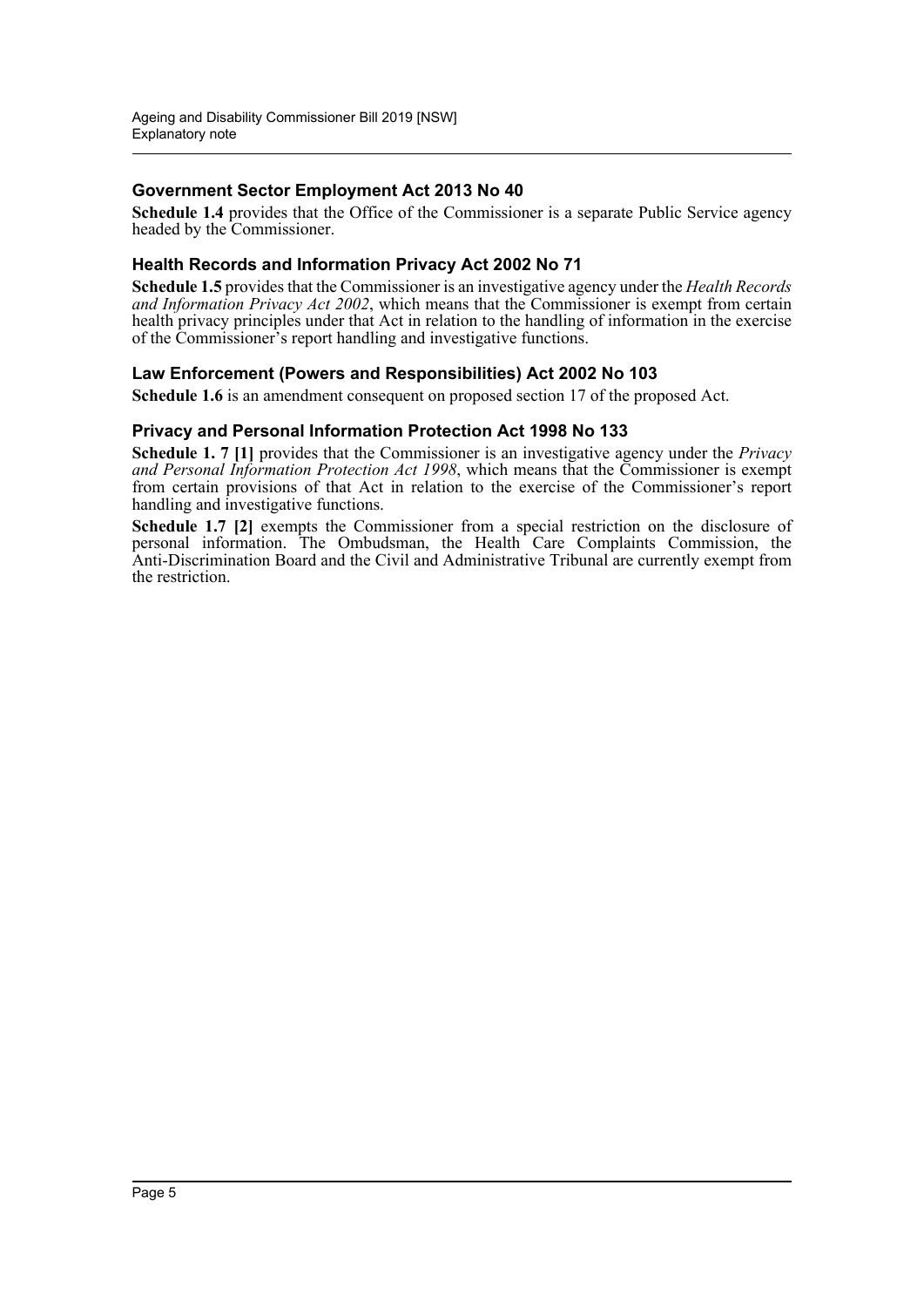### Government Sector Employment Act 2013 No 40

**Schedule 1.4** provides that the Office of the Commissioner is a separate Public Service agency headed by the Commissioner.

### Health Records and Information Privacy Act 2002 No 71

**Schedule 1.5** provides that the Commissioner is an investigative agency under the *Health Records and Information Privacy Act 2002*, which means that the Commissioner is exempt from certain health privacy principles under that Act in relation to the handling of information in the exercise of the Commissioner's report handling and investigative functions.

### Law Enforcement (Powers and Responsibilities) Act 2002 No 103

**Schedule 1.6** is an amendment consequent on proposed section 17 of the proposed Act.

### Privacy and Personal Information Protection Act 1998 No 133

**Schedule 1. 7 [1]** provides that the Commissioner is an investigative agency under the *Privacy and Personal Information Protection Act 1998*, which means that the Commissioner is exempt from certain provisions of that Act in relation to the exercise of the Commissioner's report handling and investigative functions.

**Schedule 1.7 [2]** exempts the Commissioner from a special restriction on the disclosure of personal information. The Ombudsman, the Health Care Complaints Commission, the Anti-Discrimination Board and the Civil and Administrative Tribunal are currently exempt from the restriction.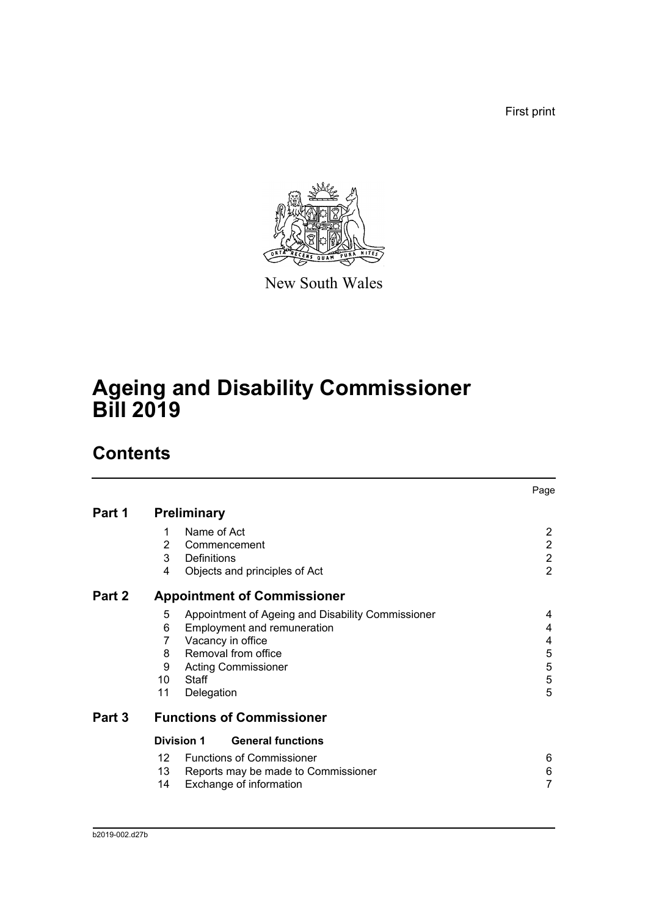First print

New South Wales

# Ageing and Disability Commissioner Bill 2019

## Contents

| | | | Page |
|---|---|---|---|
| **Part 1** | **Preliminary** | | |
| | 1 | Name of Act | 2 |
| | 2 | Commencement | 2 |
| | 3 | Definitions | 2 |
| | 4 | Objects and principles of Act | 2 |
| **Part 2** | **Appointment of Commissioner** | | |
| | 5 | Appointment of Ageing and Disability Commissioner | 4 |
| | 6 | Employment and remuneration | 4 |
| | 7 | Vacancy in office | 4 |
| | 8 | Removal from office | 5 |
| | 9 | Acting Commissioner | 5 |
| | 10 | Staff | 5 |
| | 11 | Delegation | 5 |
| **Part 3** | **Functions of Commissioner** | | |
| | **Division 1** | **General functions** | |
| | 12 | Functions of Commissioner | 6 |
| | 13 | Reports may be made to Commissioner | 6 |
| | 14 | Exchange of information | 7 |

b2019-002.d27b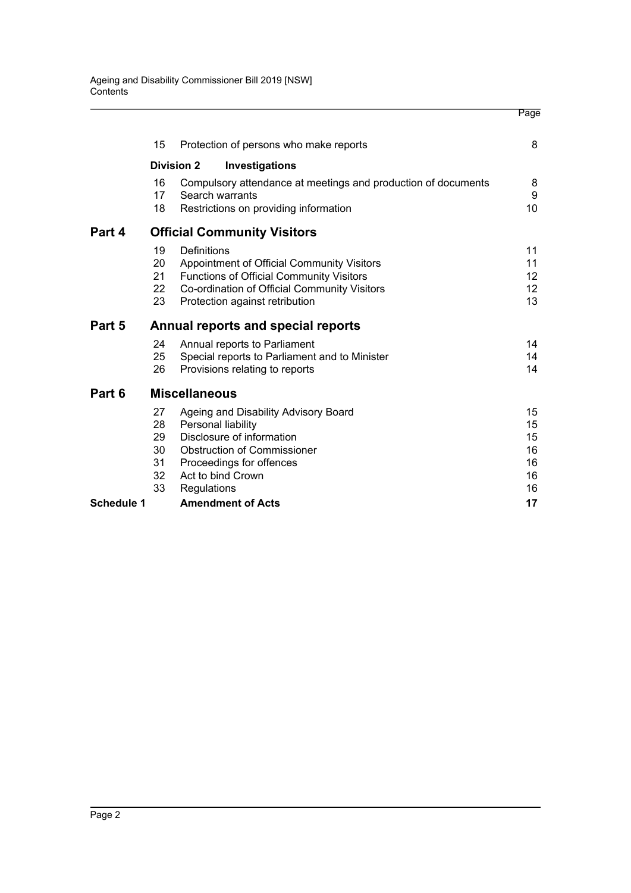| | | | Page |
|---|---|---|---|
| | 15 | Protection of persons who make reports | 8 |
| | **Division 2** | **Investigations** | |
| | 16 | Compulsory attendance at meetings and production of documents | 8 |
| | 17 | Search warrants | 9 |
| | 18 | Restrictions on providing information | 10 |
| **Part 4** | | **Official Community Visitors** | |
| | 19 | Definitions | 11 |
| | 20 | Appointment of Official Community Visitors | 11 |
| | 21 | Functions of Official Community Visitors | 12 |
| | 22 | Co-ordination of Official Community Visitors | 12 |
| | 23 | Protection against retribution | 13 |
| **Part 5** | | **Annual reports and special reports** | |
| | 24 | Annual reports to Parliament | 14 |
| | 25 | Special reports to Parliament and to Minister | 14 |
| | 26 | Provisions relating to reports | 14 |
| **Part 6** | | **Miscellaneous** | |
| | 27 | Ageing and Disability Advisory Board | 15 |
| | 28 | Personal liability | 15 |
| | 29 | Disclosure of information | 15 |
| | 30 | Obstruction of Commissioner | 16 |
| | 31 | Proceedings for offences | 16 |
| | 32 | Act to bind Crown | 16 |
| | 33 | Regulations | 16 |
| **Schedule 1** | | **Amendment of Acts** | **17** |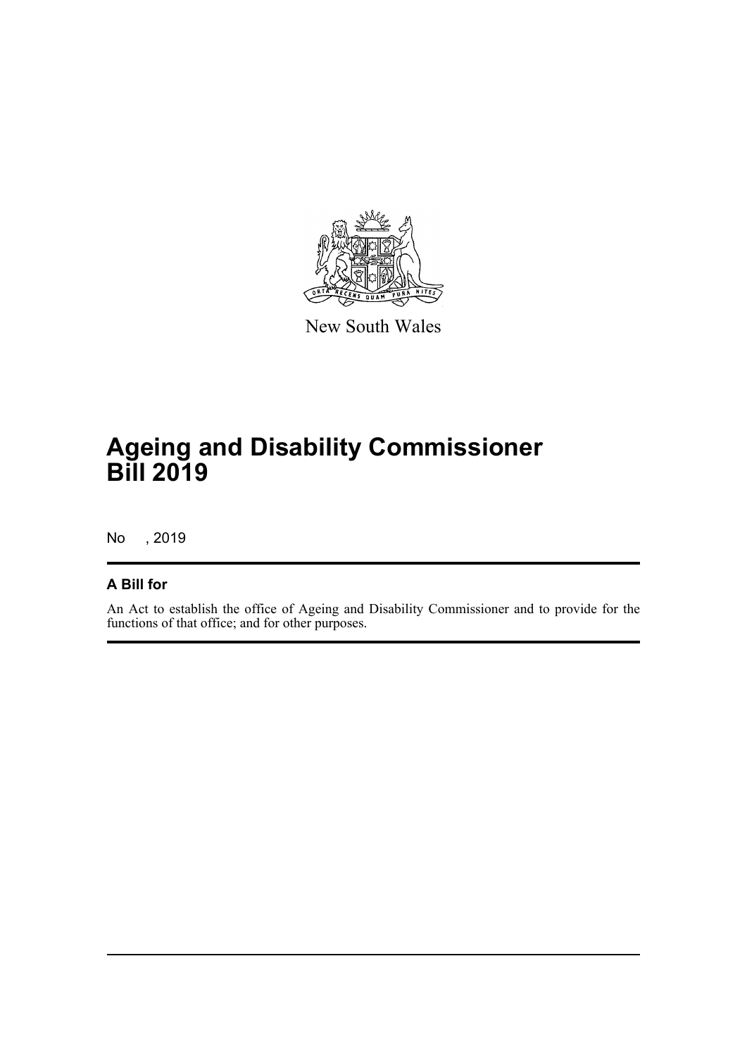New South Wales

# Ageing and Disability Commissioner Bill 2019

No , 2019

## A Bill for

An Act to establish the office of Ageing and Disability Commissioner and to provide for the functions of that office; and for other purposes.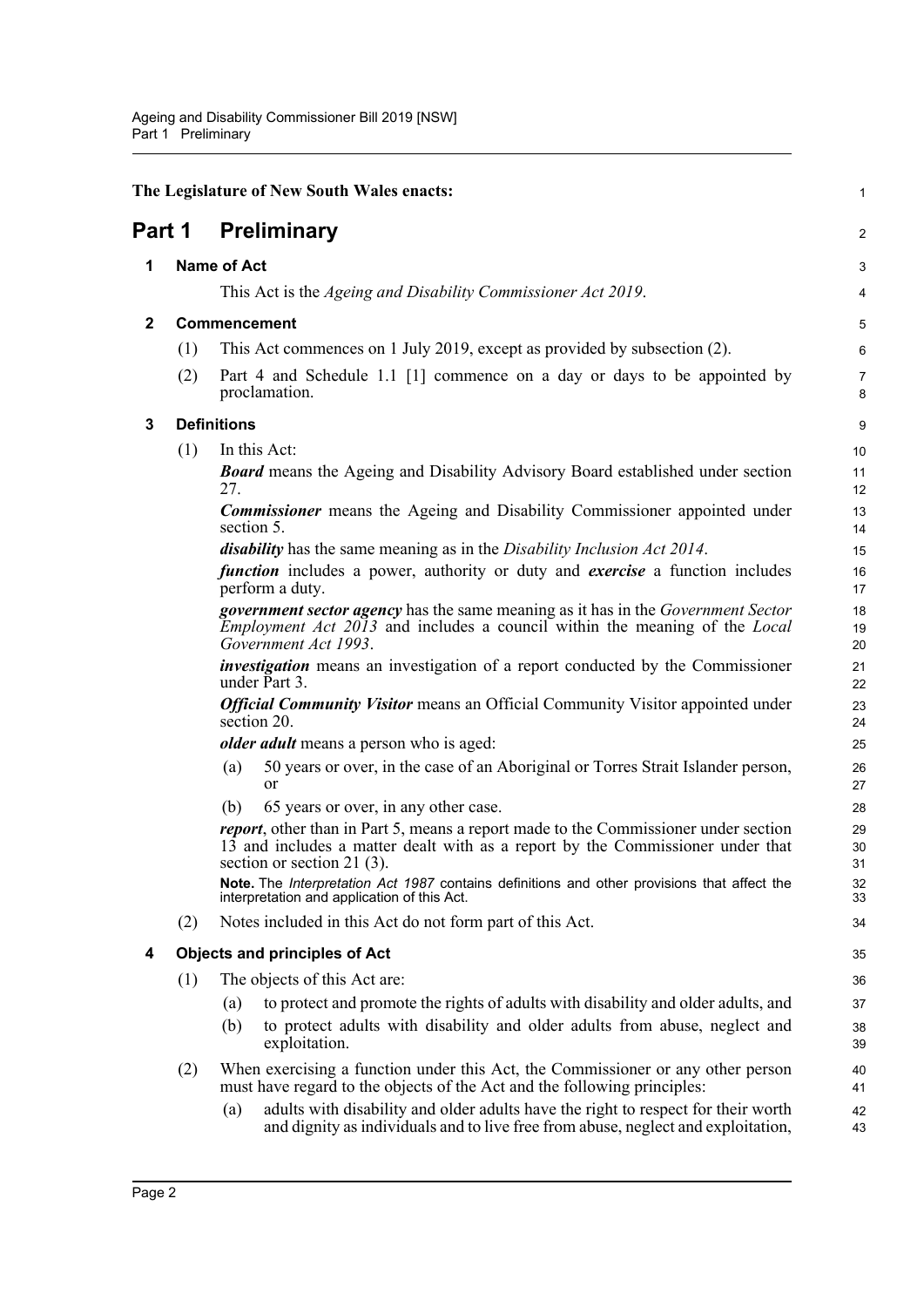**The Legislature of New South Wales enacts:**

# Part 1 Preliminary

## 1 Name of Act

This Act is the *Ageing and Disability Commissioner Act 2019*.

## 2 Commencement

(1) This Act commences on 1 July 2019, except as provided by subsection (2).

(2) Part 4 and Schedule 1.1 [1] commence on a day or days to be appointed by proclamation.

## 3 Definitions

(1) In this Act:

***Board*** means the Ageing and Disability Advisory Board established under section 27.

***Commissioner*** means the Ageing and Disability Commissioner appointed under section 5.

***disability*** has the same meaning as in the *Disability Inclusion Act 2014*.

***function*** includes a power, authority or duty and ***exercise*** a function includes perform a duty.

***government sector agency*** has the same meaning as it has in the *Government Sector Employment Act 2013* and includes a council within the meaning of the *Local Government Act 1993*.

***investigation*** means an investigation of a report conducted by the Commissioner under Part 3.

***Official Community Visitor*** means an Official Community Visitor appointed under section 20.

***older adult*** means a person who is aged:

(a) 50 years or over, in the case of an Aboriginal or Torres Strait Islander person, or

(b) 65 years or over, in any other case.

***report***, other than in Part 5, means a report made to the Commissioner under section 13 and includes a matter dealt with as a report by the Commissioner under that section or section 21 (3).

**Note.** The *Interpretation Act 1987* contains definitions and other provisions that affect the interpretation and application of this Act.

(2) Notes included in this Act do not form part of this Act.

## 4 Objects and principles of Act

(1) The objects of this Act are:

(a) to protect and promote the rights of adults with disability and older adults, and

(b) to protect adults with disability and older adults from abuse, neglect and exploitation.

(2) When exercising a function under this Act, the Commissioner or any other person must have regard to the objects of the Act and the following principles:

(a) adults with disability and older adults have the right to respect for their worth and dignity as individuals and to live free from abuse, neglect and exploitation,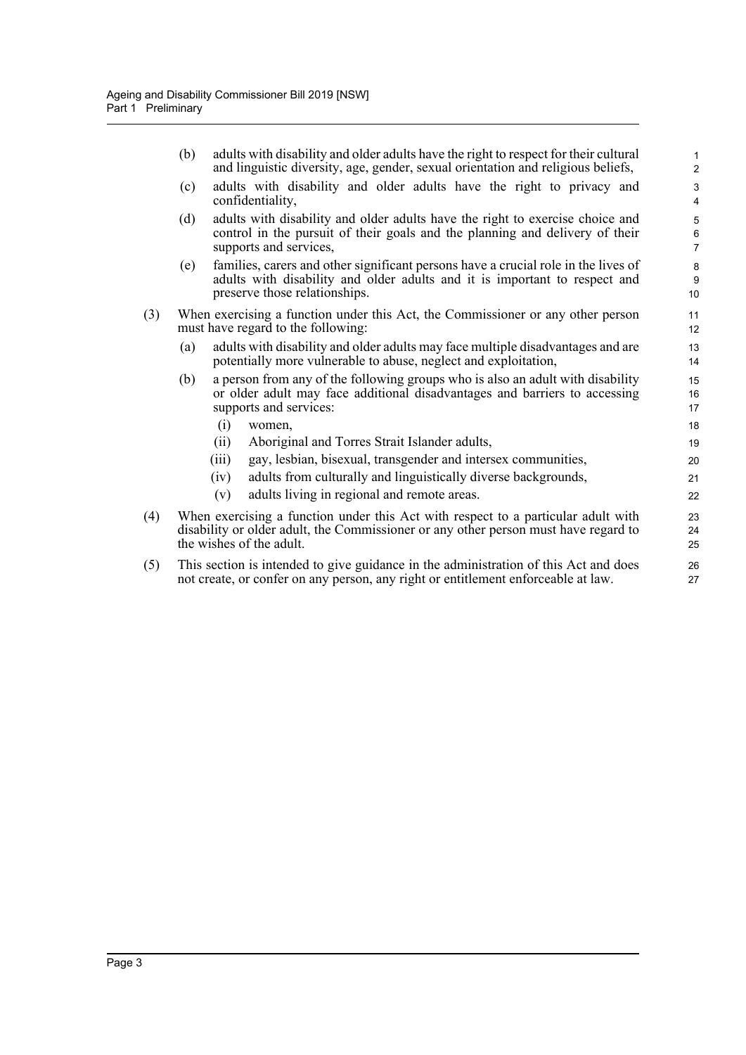(b) adults with disability and older adults have the right to respect for their cultural and linguistic diversity, age, gender, sexual orientation and religious beliefs,

(c) adults with disability and older adults have the right to privacy and confidentiality,

(d) adults with disability and older adults have the right to exercise choice and control in the pursuit of their goals and the planning and delivery of their supports and services,

(e) families, carers and other significant persons have a crucial role in the lives of adults with disability and older adults and it is important to respect and preserve those relationships.

(3) When exercising a function under this Act, the Commissioner or any other person must have regard to the following:

(a) adults with disability and older adults may face multiple disadvantages and are potentially more vulnerable to abuse, neglect and exploitation,

(b) a person from any of the following groups who is also an adult with disability or older adult may face additional disadvantages and barriers to accessing supports and services:

(i) women,

(ii) Aboriginal and Torres Strait Islander adults,

(iii) gay, lesbian, bisexual, transgender and intersex communities,

(iv) adults from culturally and linguistically diverse backgrounds,

(v) adults living in regional and remote areas.

(4) When exercising a function under this Act with respect to a particular adult with disability or older adult, the Commissioner or any other person must have regard to the wishes of the adult.

(5) This section is intended to give guidance in the administration of this Act and does not create, or confer on any person, any right or entitlement enforceable at law.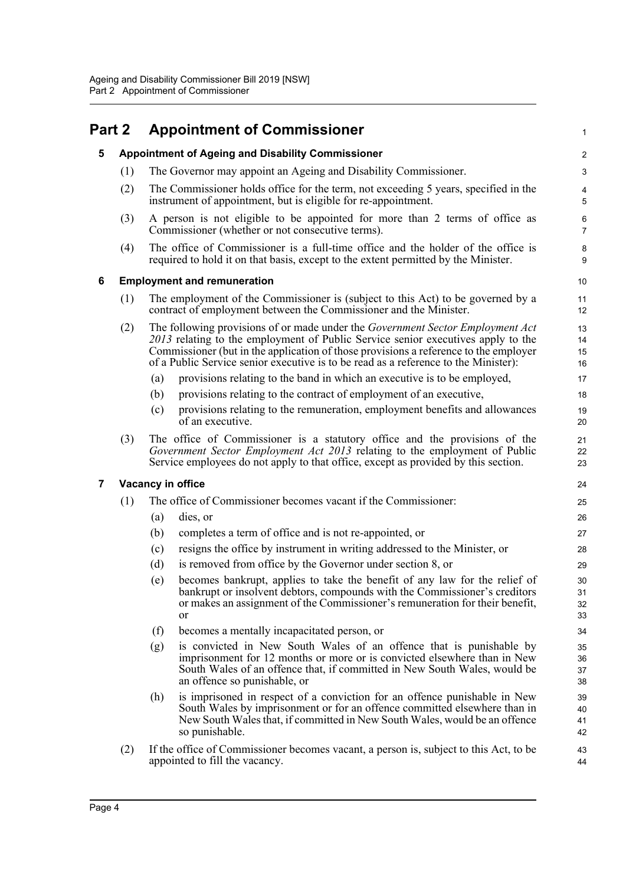# Part 2 Appointment of Commissioner

## 5 Appointment of Ageing and Disability Commissioner

(1) The Governor may appoint an Ageing and Disability Commissioner.

(2) The Commissioner holds office for the term, not exceeding 5 years, specified in the instrument of appointment, but is eligible for re-appointment.

(3) A person is not eligible to be appointed for more than 2 terms of office as Commissioner (whether or not consecutive terms).

(4) The office of Commissioner is a full-time office and the holder of the office is required to hold it on that basis, except to the extent permitted by the Minister.

## 6 Employment and remuneration

(1) The employment of the Commissioner is (subject to this Act) to be governed by a contract of employment between the Commissioner and the Minister.

(2) The following provisions of or made under the *Government Sector Employment Act 2013* relating to the employment of Public Service senior executives apply to the Commissioner (but in the application of those provisions a reference to the employer of a Public Service senior executive is to be read as a reference to the Minister):

- (a) provisions relating to the band in which an executive is to be employed,
- (b) provisions relating to the contract of employment of an executive,
- (c) provisions relating to the remuneration, employment benefits and allowances of an executive.

(3) The office of Commissioner is a statutory office and the provisions of the *Government Sector Employment Act 2013* relating to the employment of Public Service employees do not apply to that office, except as provided by this section.

## 7 Vacancy in office

(1) The office of Commissioner becomes vacant if the Commissioner:

- (a) dies, or
- (b) completes a term of office and is not re-appointed, or
- (c) resigns the office by instrument in writing addressed to the Minister, or
- (d) is removed from office by the Governor under section 8, or
- (e) becomes bankrupt, applies to take the benefit of any law for the relief of bankrupt or insolvent debtors, compounds with the Commissioner's creditors or makes an assignment of the Commissioner's remuneration for their benefit, or
- (f) becomes a mentally incapacitated person, or
- (g) is convicted in New South Wales of an offence that is punishable by imprisonment for 12 months or more or is convicted elsewhere than in New South Wales of an offence that, if committed in New South Wales, would be an offence so punishable, or
- (h) is imprisoned in respect of a conviction for an offence punishable in New South Wales by imprisonment or for an offence committed elsewhere than in New South Wales that, if committed in New South Wales, would be an offence so punishable.

(2) If the office of Commissioner becomes vacant, a person is, subject to this Act, to be appointed to fill the vacancy.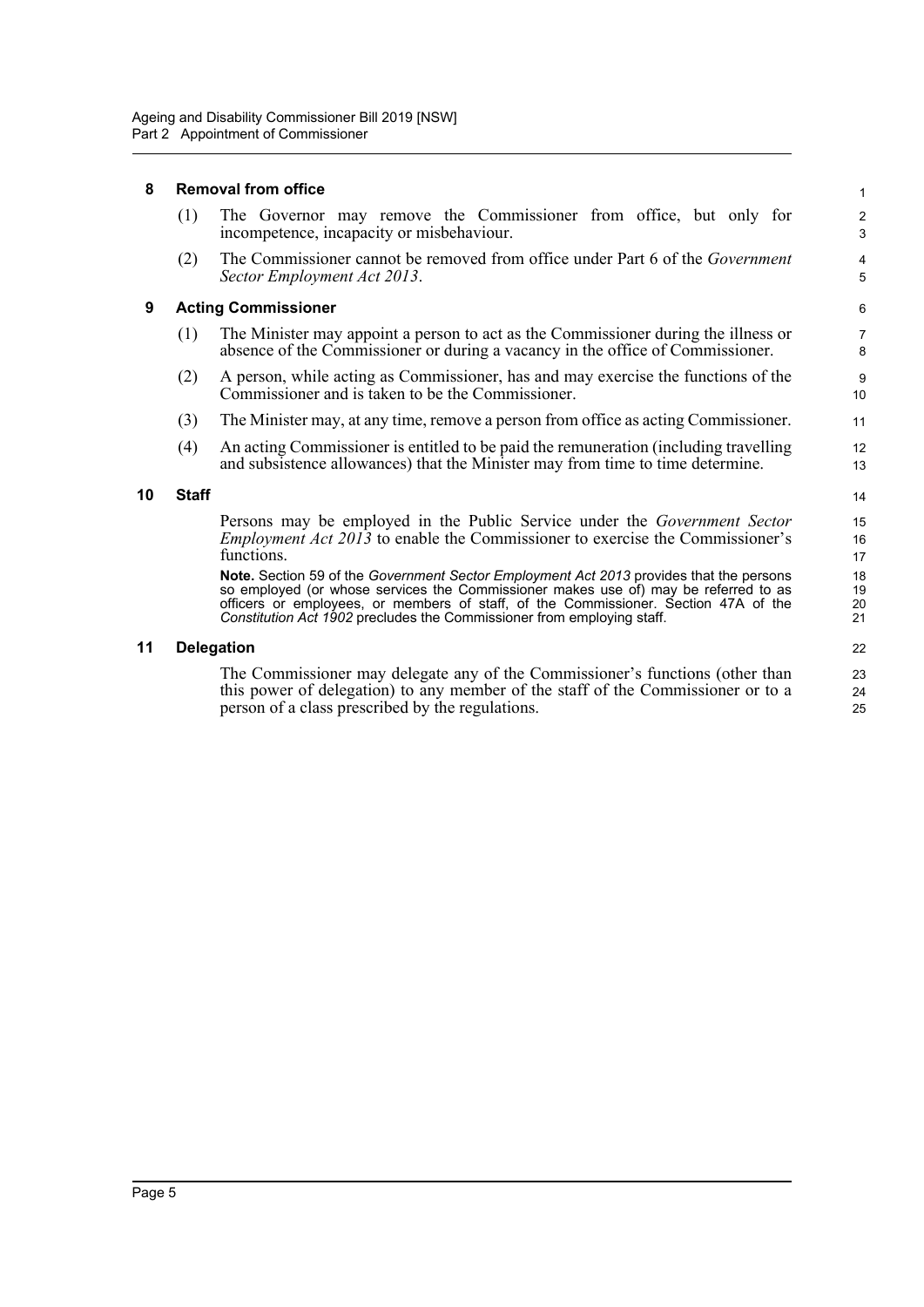## 8 Removal from office

(1) The Governor may remove the Commissioner from office, but only for incompetence, incapacity or misbehaviour.

(2) The Commissioner cannot be removed from office under Part 6 of the *Government Sector Employment Act 2013*.

## 9 Acting Commissioner

(1) The Minister may appoint a person to act as the Commissioner during the illness or absence of the Commissioner or during a vacancy in the office of Commissioner.

(2) A person, while acting as Commissioner, has and may exercise the functions of the Commissioner and is taken to be the Commissioner.

(3) The Minister may, at any time, remove a person from office as acting Commissioner.

(4) An acting Commissioner is entitled to be paid the remuneration (including travelling and subsistence allowances) that the Minister may from time to time determine.

## 10 Staff

Persons may be employed in the Public Service under the *Government Sector Employment Act 2013* to enable the Commissioner to exercise the Commissioner's functions.

**Note.** Section 59 of the *Government Sector Employment Act 2013* provides that the persons so employed (or whose services the Commissioner makes use of) may be referred to as officers or employees, or members of staff, of the Commissioner. Section 47A of the *Constitution Act 1902* precludes the Commissioner from employing staff.

## 11 Delegation

The Commissioner may delegate any of the Commissioner's functions (other than this power of delegation) to any member of the staff of the Commissioner or to a person of a class prescribed by the regulations.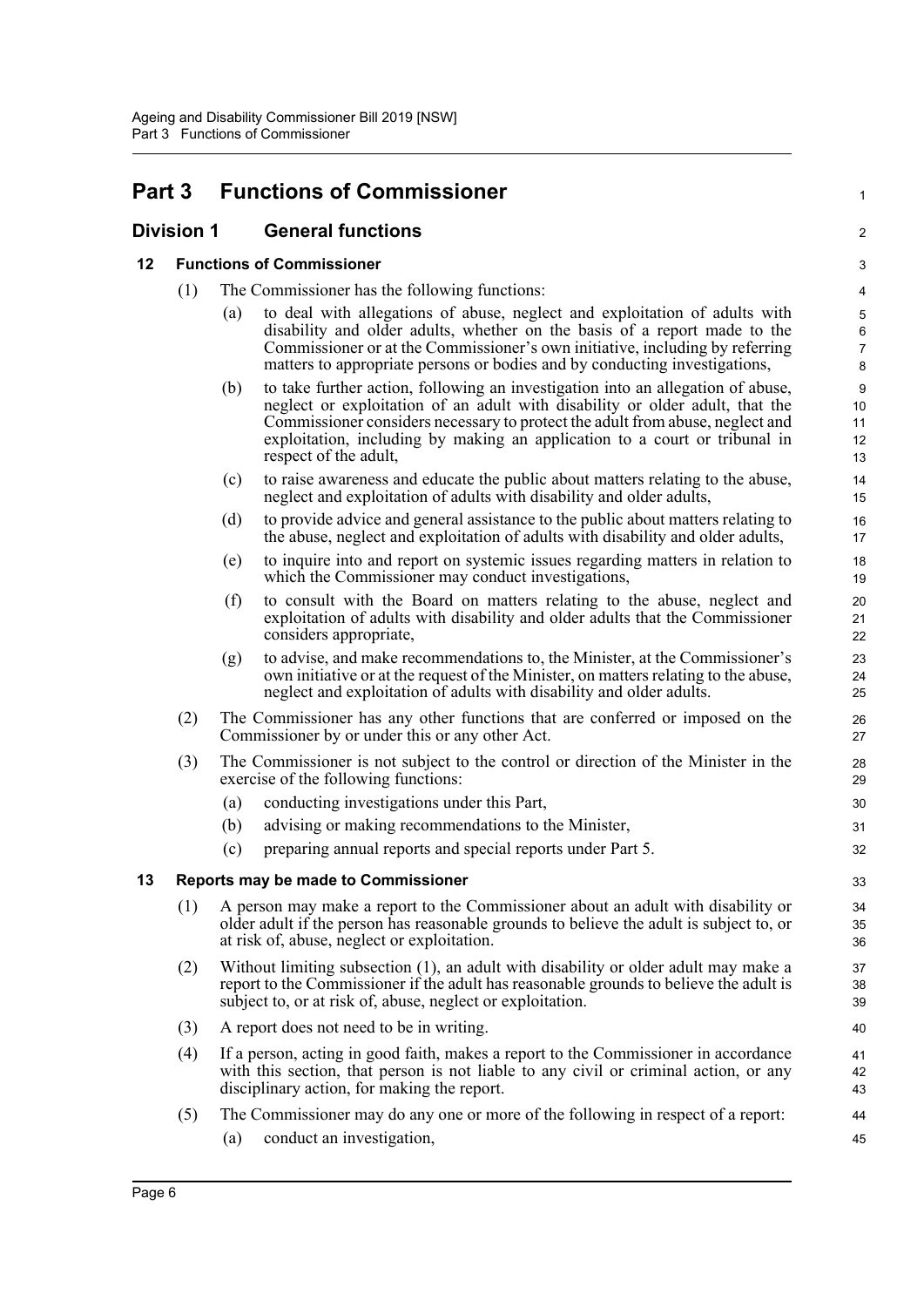# Part 3 Functions of Commissioner

## Division 1 General functions

### 12 Functions of Commissioner

(1) The Commissioner has the following functions:

(a) to deal with allegations of abuse, neglect and exploitation of adults with disability and older adults, whether on the basis of a report made to the Commissioner or at the Commissioner's own initiative, including by referring matters to appropriate persons or bodies and by conducting investigations,

(b) to take further action, following an investigation into an allegation of abuse, neglect or exploitation of an adult with disability or older adult, that the Commissioner considers necessary to protect the adult from abuse, neglect and exploitation, including by making an application to a court or tribunal in respect of the adult,

(c) to raise awareness and educate the public about matters relating to the abuse, neglect and exploitation of adults with disability and older adults,

(d) to provide advice and general assistance to the public about matters relating to the abuse, neglect and exploitation of adults with disability and older adults,

(e) to inquire into and report on systemic issues regarding matters in relation to which the Commissioner may conduct investigations,

(f) to consult with the Board on matters relating to the abuse, neglect and exploitation of adults with disability and older adults that the Commissioner considers appropriate,

(g) to advise, and make recommendations to, the Minister, at the Commissioner's own initiative or at the request of the Minister, on matters relating to the abuse, neglect and exploitation of adults with disability and older adults.

(2) The Commissioner has any other functions that are conferred or imposed on the Commissioner by or under this or any other Act.

(3) The Commissioner is not subject to the control or direction of the Minister in the exercise of the following functions:

(a) conducting investigations under this Part,

(b) advising or making recommendations to the Minister,

(c) preparing annual reports and special reports under Part 5.

### 13 Reports may be made to Commissioner

(1) A person may make a report to the Commissioner about an adult with disability or older adult if the person has reasonable grounds to believe the adult is subject to, or at risk of, abuse, neglect or exploitation.

(2) Without limiting subsection (1), an adult with disability or older adult may make a report to the Commissioner if the adult has reasonable grounds to believe the adult is subject to, or at risk of, abuse, neglect or exploitation.

(3) A report does not need to be in writing.

(4) If a person, acting in good faith, makes a report to the Commissioner in accordance with this section, that person is not liable to any civil or criminal action, or any disciplinary action, for making the report.

(5) The Commissioner may do any one or more of the following in respect of a report:

(a) conduct an investigation,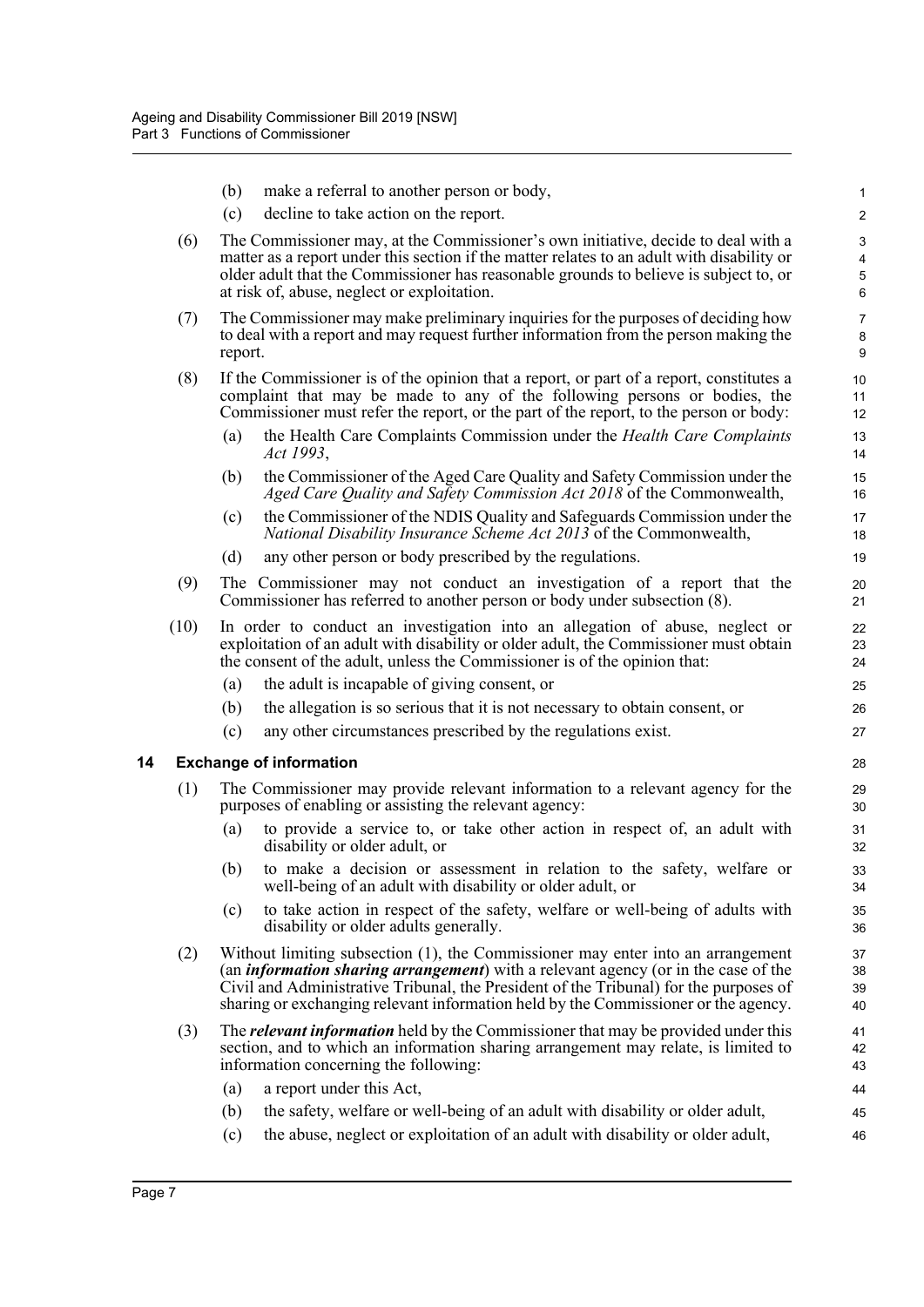(b) make a referral to another person or body,

(c) decline to take action on the report.

(6) The Commissioner may, at the Commissioner's own initiative, decide to deal with a matter as a report under this section if the matter relates to an adult with disability or older adult that the Commissioner has reasonable grounds to believe is subject to, or at risk of, abuse, neglect or exploitation.

(7) The Commissioner may make preliminary inquiries for the purposes of deciding how to deal with a report and may request further information from the person making the report.

(8) If the Commissioner is of the opinion that a report, or part of a report, constitutes a complaint that may be made to any of the following persons or bodies, the Commissioner must refer the report, or the part of the report, to the person or body:

(a) the Health Care Complaints Commission under the *Health Care Complaints Act 1993*,

(b) the Commissioner of the Aged Care Quality and Safety Commission under the *Aged Care Quality and Safety Commission Act 2018* of the Commonwealth,

(c) the Commissioner of the NDIS Quality and Safeguards Commission under the *National Disability Insurance Scheme Act 2013* of the Commonwealth,

(d) any other person or body prescribed by the regulations.

(9) The Commissioner may not conduct an investigation of a report that the Commissioner has referred to another person or body under subsection (8).

(10) In order to conduct an investigation into an allegation of abuse, neglect or exploitation of an adult with disability or older adult, the Commissioner must obtain the consent of the adult, unless the Commissioner is of the opinion that:

(a) the adult is incapable of giving consent, or

(b) the allegation is so serious that it is not necessary to obtain consent, or

(c) any other circumstances prescribed by the regulations exist.

## 14 Exchange of information

(1) The Commissioner may provide relevant information to a relevant agency for the purposes of enabling or assisting the relevant agency:

(a) to provide a service to, or take other action in respect of, an adult with disability or older adult, or

(b) to make a decision or assessment in relation to the safety, welfare or well-being of an adult with disability or older adult, or

(c) to take action in respect of the safety, welfare or well-being of adults with disability or older adults generally.

(2) Without limiting subsection (1), the Commissioner may enter into an arrangement (an ***information sharing arrangement***) with a relevant agency (or in the case of the Civil and Administrative Tribunal, the President of the Tribunal) for the purposes of sharing or exchanging relevant information held by the Commissioner or the agency.

(3) The ***relevant information*** held by the Commissioner that may be provided under this section, and to which an information sharing arrangement may relate, is limited to information concerning the following:

(a) a report under this Act,

(b) the safety, welfare or well-being of an adult with disability or older adult,

(c) the abuse, neglect or exploitation of an adult with disability or older adult,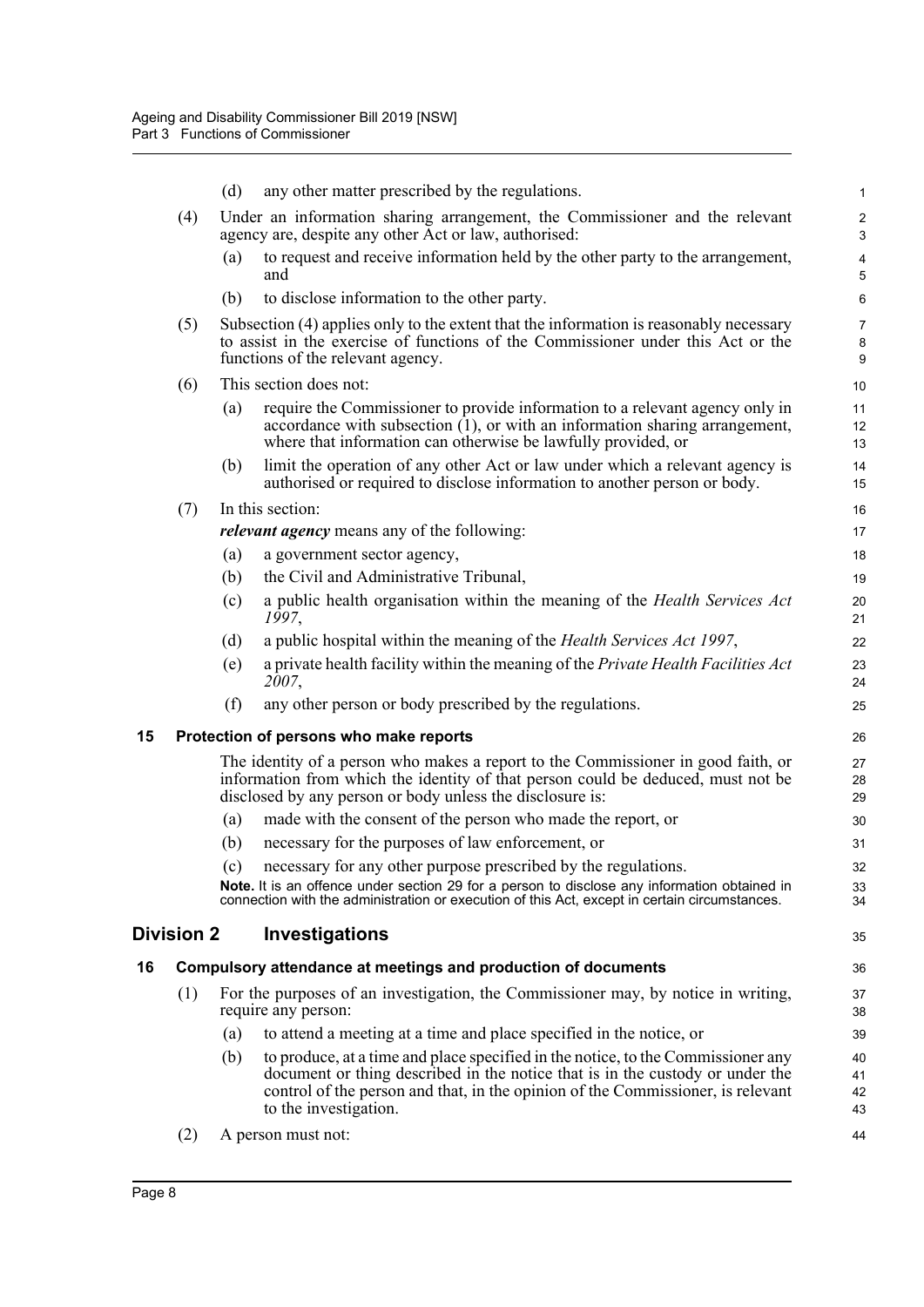(d) any other matter prescribed by the regulations.

(4) Under an information sharing arrangement, the Commissioner and the relevant agency are, despite any other Act or law, authorised:

(a) to request and receive information held by the other party to the arrangement, and

(b) to disclose information to the other party.

(5) Subsection (4) applies only to the extent that the information is reasonably necessary to assist in the exercise of functions of the Commissioner under this Act or the functions of the relevant agency.

(6) This section does not:

(a) require the Commissioner to provide information to a relevant agency only in accordance with subsection (1), or with an information sharing arrangement, where that information can otherwise be lawfully provided, or

(b) limit the operation of any other Act or law under which a relevant agency is authorised or required to disclose information to another person or body.

(7) In this section:

***relevant agency*** means any of the following:

(a) a government sector agency,

(b) the Civil and Administrative Tribunal,

(c) a public health organisation within the meaning of the *Health Services Act 1997*,

(d) a public hospital within the meaning of the *Health Services Act 1997*,

(e) a private health facility within the meaning of the *Private Health Facilities Act 2007*,

(f) any other person or body prescribed by the regulations.

### 15 Protection of persons who make reports

The identity of a person who makes a report to the Commissioner in good faith, or information from which the identity of that person could be deduced, must not be disclosed by any person or body unless the disclosure is:

(a) made with the consent of the person who made the report, or

(b) necessary for the purposes of law enforcement, or

(c) necessary for any other purpose prescribed by the regulations.

**Note.** It is an offence under section 29 for a person to disclose any information obtained in connection with the administration or execution of this Act, except in certain circumstances.

## Division 2 Investigations

### 16 Compulsory attendance at meetings and production of documents

(1) For the purposes of an investigation, the Commissioner may, by notice in writing, require any person:

(a) to attend a meeting at a time and place specified in the notice, or

(b) to produce, at a time and place specified in the notice, to the Commissioner any document or thing described in the notice that is in the custody or under the control of the person and that, in the opinion of the Commissioner, is relevant to the investigation.

(2) A person must not: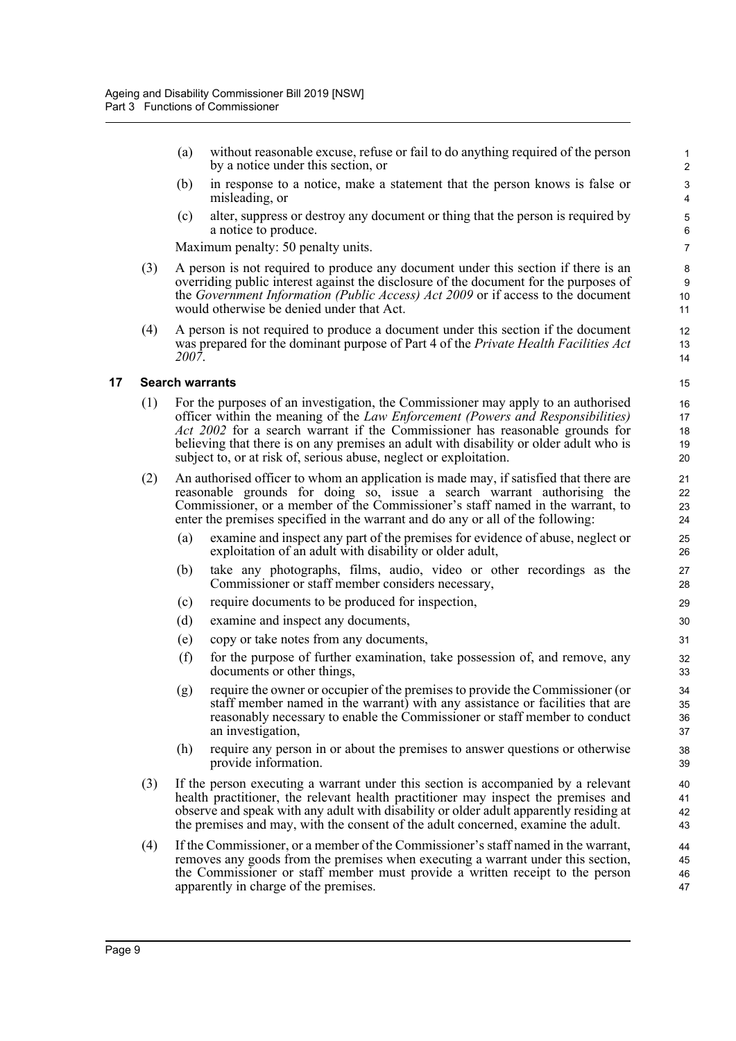(a) without reasonable excuse, refuse or fail to do anything required of the person by a notice under this section, or

(b) in response to a notice, make a statement that the person knows is false or misleading, or

(c) alter, suppress or destroy any document or thing that the person is required by a notice to produce.

Maximum penalty: 50 penalty units.

(3) A person is not required to produce any document under this section if there is an overriding public interest against the disclosure of the document for the purposes of the *Government Information (Public Access) Act 2009* or if access to the document would otherwise be denied under that Act.

(4) A person is not required to produce a document under this section if the document was prepared for the dominant purpose of Part 4 of the *Private Health Facilities Act 2007*.

## 17 Search warrants

(1) For the purposes of an investigation, the Commissioner may apply to an authorised officer within the meaning of the *Law Enforcement (Powers and Responsibilities) Act 2002* for a search warrant if the Commissioner has reasonable grounds for believing that there is on any premises an adult with disability or older adult who is subject to, or at risk of, serious abuse, neglect or exploitation.

(2) An authorised officer to whom an application is made may, if satisfied that there are reasonable grounds for doing so, issue a search warrant authorising the Commissioner, or a member of the Commissioner's staff named in the warrant, to enter the premises specified in the warrant and do any or all of the following:

(a) examine and inspect any part of the premises for evidence of abuse, neglect or exploitation of an adult with disability or older adult,

(b) take any photographs, films, audio, video or other recordings as the Commissioner or staff member considers necessary,

(c) require documents to be produced for inspection,

(d) examine and inspect any documents,

(e) copy or take notes from any documents,

(f) for the purpose of further examination, take possession of, and remove, any documents or other things,

(g) require the owner or occupier of the premises to provide the Commissioner (or staff member named in the warrant) with any assistance or facilities that are reasonably necessary to enable the Commissioner or staff member to conduct an investigation,

(h) require any person in or about the premises to answer questions or otherwise provide information.

(3) If the person executing a warrant under this section is accompanied by a relevant health practitioner, the relevant health practitioner may inspect the premises and observe and speak with any adult with disability or older adult apparently residing at the premises and may, with the consent of the adult concerned, examine the adult.

(4) If the Commissioner, or a member of the Commissioner's staff named in the warrant, removes any goods from the premises when executing a warrant under this section, the Commissioner or staff member must provide a written receipt to the person apparently in charge of the premises.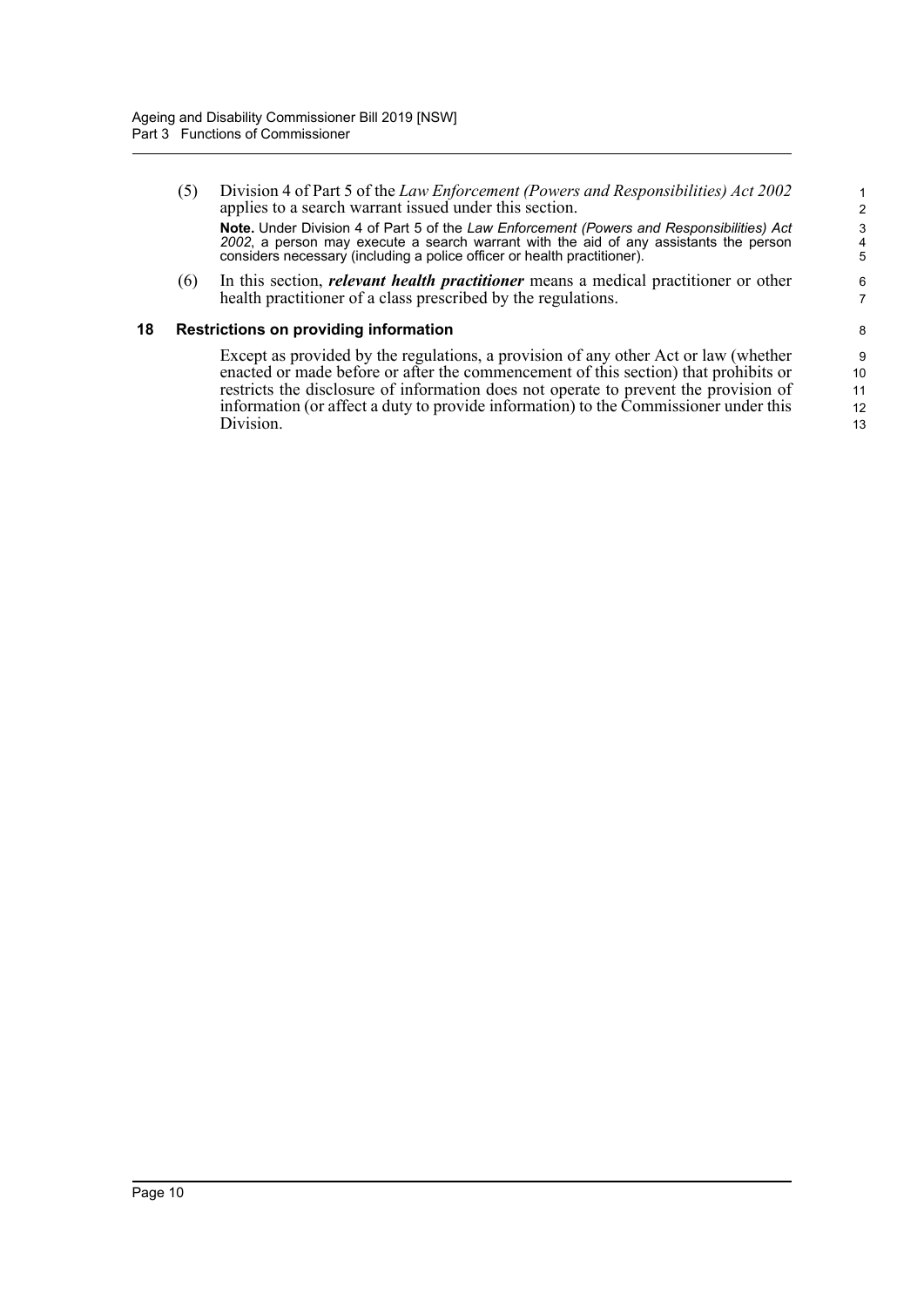(5) Division 4 of Part 5 of the *Law Enforcement (Powers and Responsibilities) Act 2002* applies to a search warrant issued under this section.

**Note.** Under Division 4 of Part 5 of the *Law Enforcement (Powers and Responsibilities) Act 2002*, a person may execute a search warrant with the aid of any assistants the person considers necessary (including a police officer or health practitioner).

(6) In this section, ***relevant health practitioner*** means a medical practitioner or other health practitioner of a class prescribed by the regulations.

### 18 Restrictions on providing information

Except as provided by the regulations, a provision of any other Act or law (whether enacted or made before or after the commencement of this section) that prohibits or restricts the disclosure of information does not operate to prevent the provision of information (or affect a duty to provide information) to the Commissioner under this Division.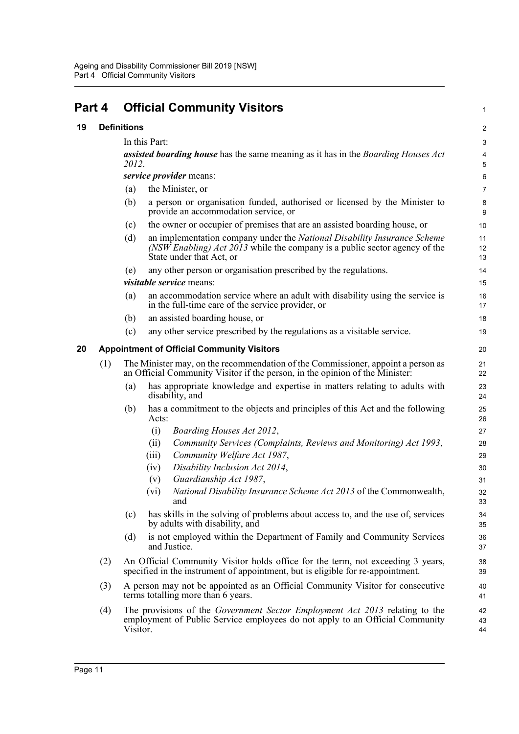# Part 4 Official Community Visitors

## 19 Definitions

In this Part:

***assisted boarding house*** has the same meaning as it has in the *Boarding Houses Act 2012*.

***service provider*** means:

(a) the Minister, or

(b) a person or organisation funded, authorised or licensed by the Minister to provide an accommodation service, or

(c) the owner or occupier of premises that are an assisted boarding house, or

(d) an implementation company under the *National Disability Insurance Scheme (NSW Enabling) Act 2013* while the company is a public sector agency of the State under that Act, or

(e) any other person or organisation prescribed by the regulations.

***visitable service*** means:

(a) an accommodation service where an adult with disability using the service is in the full-time care of the service provider, or

(b) an assisted boarding house, or

(c) any other service prescribed by the regulations as a visitable service.

## 20 Appointment of Official Community Visitors

(1) The Minister may, on the recommendation of the Commissioner, appoint a person as an Official Community Visitor if the person, in the opinion of the Minister:

(a) has appropriate knowledge and expertise in matters relating to adults with disability, and

(b) has a commitment to the objects and principles of this Act and the following Acts:

(i) *Boarding Houses Act 2012*,

(ii) *Community Services (Complaints, Reviews and Monitoring) Act 1993*,

(iii) *Community Welfare Act 1987*,

(iv) *Disability Inclusion Act 2014*,

(v) *Guardianship Act 1987*,

(vi) *National Disability Insurance Scheme Act 2013* of the Commonwealth, and

(c) has skills in the solving of problems about access to, and the use of, services by adults with disability, and

(d) is not employed within the Department of Family and Community Services and Justice.

(2) An Official Community Visitor holds office for the term, not exceeding 3 years, specified in the instrument of appointment, but is eligible for re-appointment.

(3) A person may not be appointed as an Official Community Visitor for consecutive terms totalling more than 6 years.

(4) The provisions of the *Government Sector Employment Act 2013* relating to the employment of Public Service employees do not apply to an Official Community Visitor.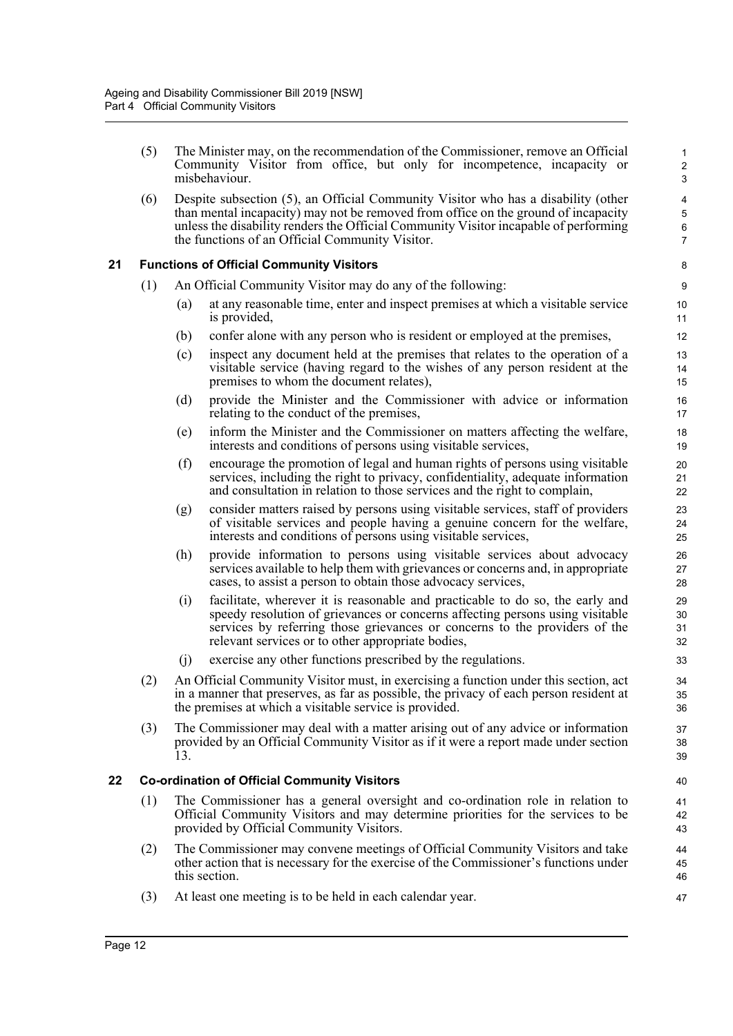(5) The Minister may, on the recommendation of the Commissioner, remove an Official Community Visitor from office, but only for incompetence, incapacity or misbehaviour.

(6) Despite subsection (5), an Official Community Visitor who has a disability (other than mental incapacity) may not be removed from office on the ground of incapacity unless the disability renders the Official Community Visitor incapable of performing the functions of an Official Community Visitor.

### 21 Functions of Official Community Visitors

(1) An Official Community Visitor may do any of the following:

(a) at any reasonable time, enter and inspect premises at which a visitable service is provided,

(b) confer alone with any person who is resident or employed at the premises,

(c) inspect any document held at the premises that relates to the operation of a visitable service (having regard to the wishes of any person resident at the premises to whom the document relates),

(d) provide the Minister and the Commissioner with advice or information relating to the conduct of the premises,

(e) inform the Minister and the Commissioner on matters affecting the welfare, interests and conditions of persons using visitable services,

(f) encourage the promotion of legal and human rights of persons using visitable services, including the right to privacy, confidentiality, adequate information and consultation in relation to those services and the right to complain,

(g) consider matters raised by persons using visitable services, staff of providers of visitable services and people having a genuine concern for the welfare, interests and conditions of persons using visitable services,

(h) provide information to persons using visitable services about advocacy services available to help them with grievances or concerns and, in appropriate cases, to assist a person to obtain those advocacy services,

(i) facilitate, wherever it is reasonable and practicable to do so, the early and speedy resolution of grievances or concerns affecting persons using visitable services by referring those grievances or concerns to the providers of the relevant services or to other appropriate bodies,

(j) exercise any other functions prescribed by the regulations.

(2) An Official Community Visitor must, in exercising a function under this section, act in a manner that preserves, as far as possible, the privacy of each person resident at the premises at which a visitable service is provided.

(3) The Commissioner may deal with a matter arising out of any advice or information provided by an Official Community Visitor as if it were a report made under section 13.

### 22 Co-ordination of Official Community Visitors

(1) The Commissioner has a general oversight and co-ordination role in relation to Official Community Visitors and may determine priorities for the services to be provided by Official Community Visitors.

(2) The Commissioner may convene meetings of Official Community Visitors and take other action that is necessary for the exercise of the Commissioner's functions under this section.

(3) At least one meeting is to be held in each calendar year.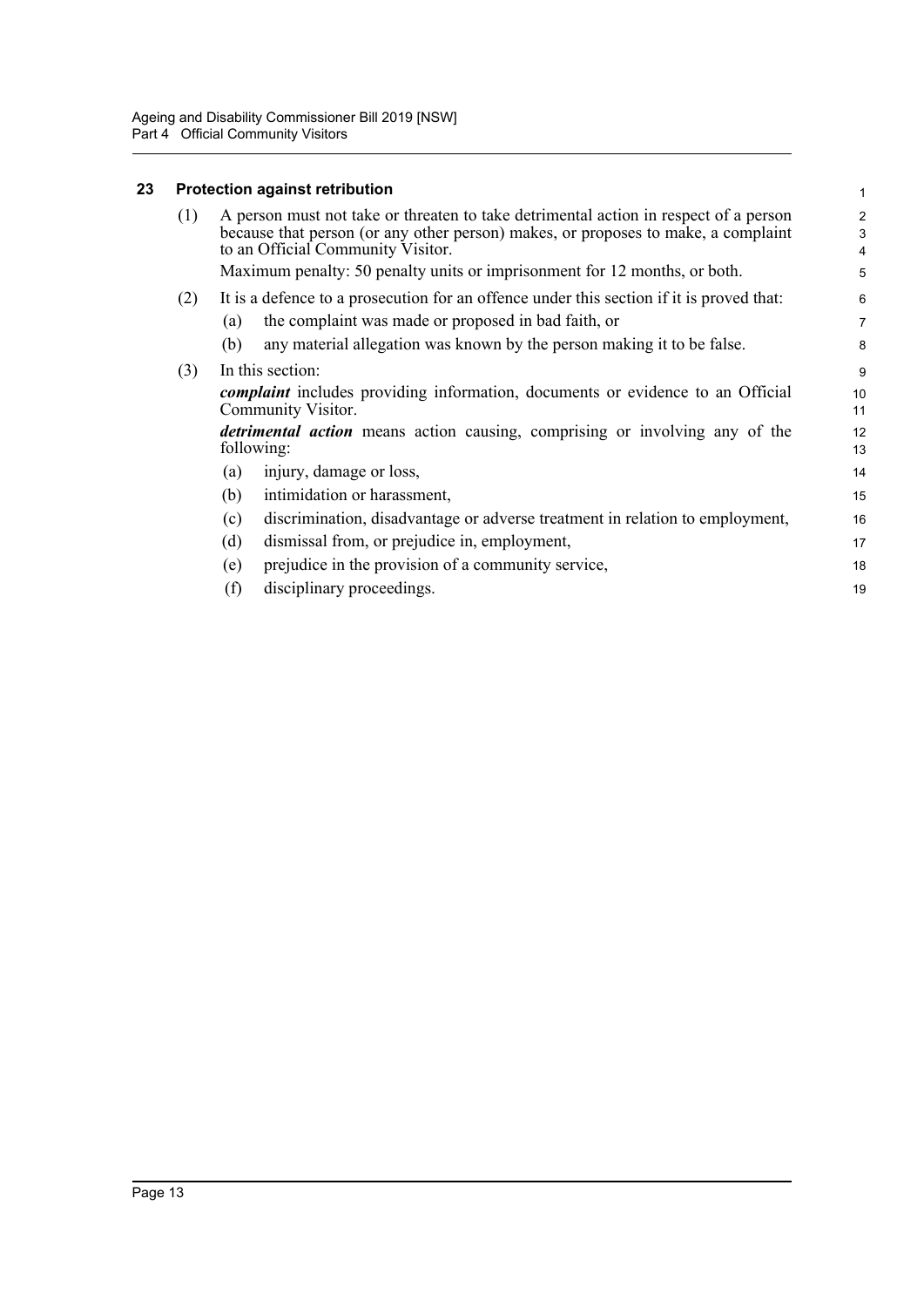## 23 Protection against retribution

(1) A person must not take or threaten to take detrimental action in respect of a person because that person (or any other person) makes, or proposes to make, a complaint to an Official Community Visitor.

Maximum penalty: 50 penalty units or imprisonment for 12 months, or both.

(2) It is a defence to a prosecution for an offence under this section if it is proved that:

(a) the complaint was made or proposed in bad faith, or

(b) any material allegation was known by the person making it to be false.

(3) In this section:

***complaint*** includes providing information, documents or evidence to an Official Community Visitor.

***detrimental action*** means action causing, comprising or involving any of the following:

(a) injury, damage or loss,

(b) intimidation or harassment,

(c) discrimination, disadvantage or adverse treatment in relation to employment,

(d) dismissal from, or prejudice in, employment,

(e) prejudice in the provision of a community service,

(f) disciplinary proceedings.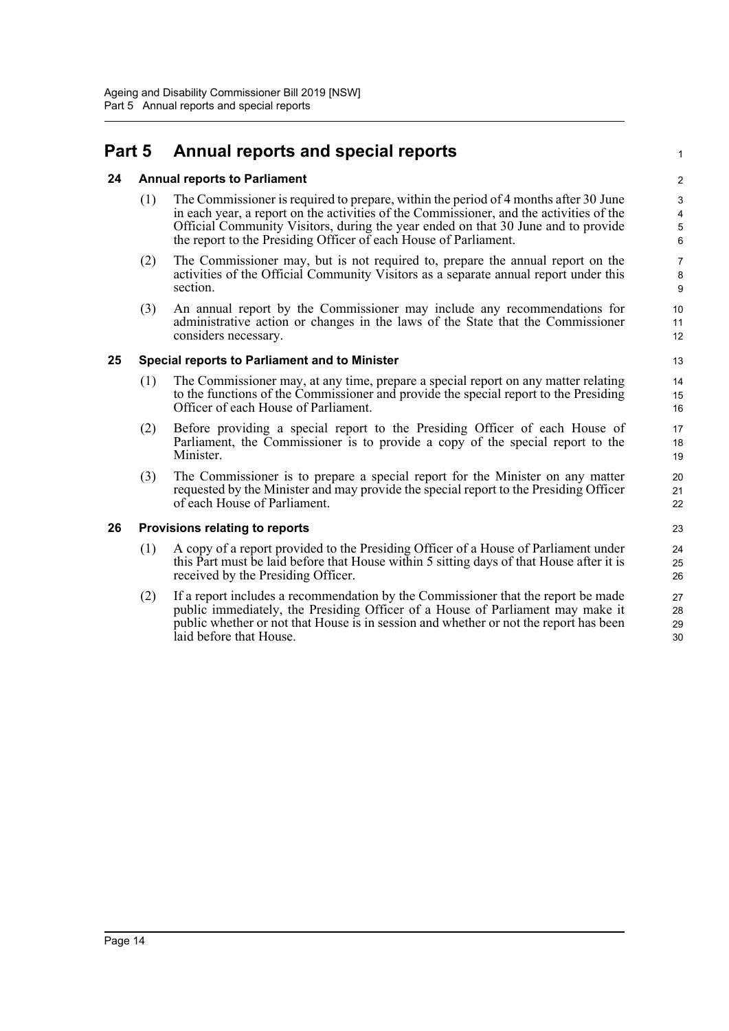# Part 5 Annual reports and special reports

## 24 Annual reports to Parliament

(1) The Commissioner is required to prepare, within the period of 4 months after 30 June in each year, a report on the activities of the Commissioner, and the activities of the Official Community Visitors, during the year ended on that 30 June and to provide the report to the Presiding Officer of each House of Parliament.

(2) The Commissioner may, but is not required to, prepare the annual report on the activities of the Official Community Visitors as a separate annual report under this section.

(3) An annual report by the Commissioner may include any recommendations for administrative action or changes in the laws of the State that the Commissioner considers necessary.

## 25 Special reports to Parliament and to Minister

(1) The Commissioner may, at any time, prepare a special report on any matter relating to the functions of the Commissioner and provide the special report to the Presiding Officer of each House of Parliament.

(2) Before providing a special report to the Presiding Officer of each House of Parliament, the Commissioner is to provide a copy of the special report to the Minister.

(3) The Commissioner is to prepare a special report for the Minister on any matter requested by the Minister and may provide the special report to the Presiding Officer of each House of Parliament.

## 26 Provisions relating to reports

(1) A copy of a report provided to the Presiding Officer of a House of Parliament under this Part must be laid before that House within 5 sitting days of that House after it is received by the Presiding Officer.

(2) If a report includes a recommendation by the Commissioner that the report be made public immediately, the Presiding Officer of a House of Parliament may make it public whether or not that House is in session and whether or not the report has been laid before that House.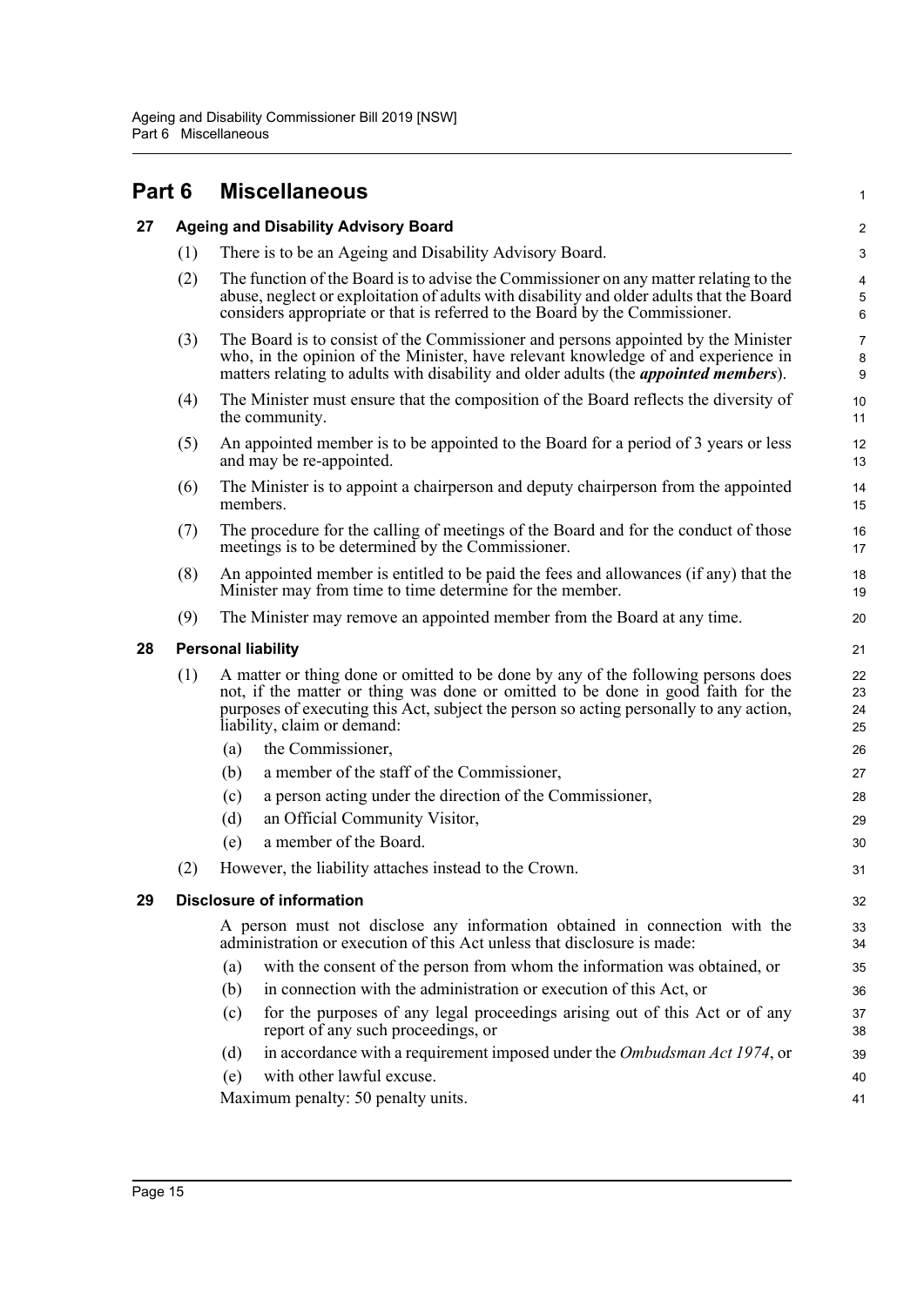# Part 6 Miscellaneous

## 27 Ageing and Disability Advisory Board

(1) There is to be an Ageing and Disability Advisory Board.

(2) The function of the Board is to advise the Commissioner on any matter relating to the abuse, neglect or exploitation of adults with disability and older adults that the Board considers appropriate or that is referred to the Board by the Commissioner.

(3) The Board is to consist of the Commissioner and persons appointed by the Minister who, in the opinion of the Minister, have relevant knowledge of and experience in matters relating to adults with disability and older adults (the ***appointed members***).

(4) The Minister must ensure that the composition of the Board reflects the diversity of the community.

(5) An appointed member is to be appointed to the Board for a period of 3 years or less and may be re-appointed.

(6) The Minister is to appoint a chairperson and deputy chairperson from the appointed members.

(7) The procedure for the calling of meetings of the Board and for the conduct of those meetings is to be determined by the Commissioner.

(8) An appointed member is entitled to be paid the fees and allowances (if any) that the Minister may from time to time determine for the member.

(9) The Minister may remove an appointed member from the Board at any time.

## 28 Personal liability

(1) A matter or thing done or omitted to be done by any of the following persons does not, if the matter or thing was done or omitted to be done in good faith for the purposes of executing this Act, subject the person so acting personally to any action, liability, claim or demand:

- (a) the Commissioner,
- (b) a member of the staff of the Commissioner,
- (c) a person acting under the direction of the Commissioner,
- (d) an Official Community Visitor,
- (e) a member of the Board.

(2) However, the liability attaches instead to the Crown.

## 29 Disclosure of information

A person must not disclose any information obtained in connection with the administration or execution of this Act unless that disclosure is made:

- (a) with the consent of the person from whom the information was obtained, or
- (b) in connection with the administration or execution of this Act, or
- (c) for the purposes of any legal proceedings arising out of this Act or of any report of any such proceedings, or
- (d) in accordance with a requirement imposed under the *Ombudsman Act 1974*, or
- (e) with other lawful excuse.

Maximum penalty: 50 penalty units.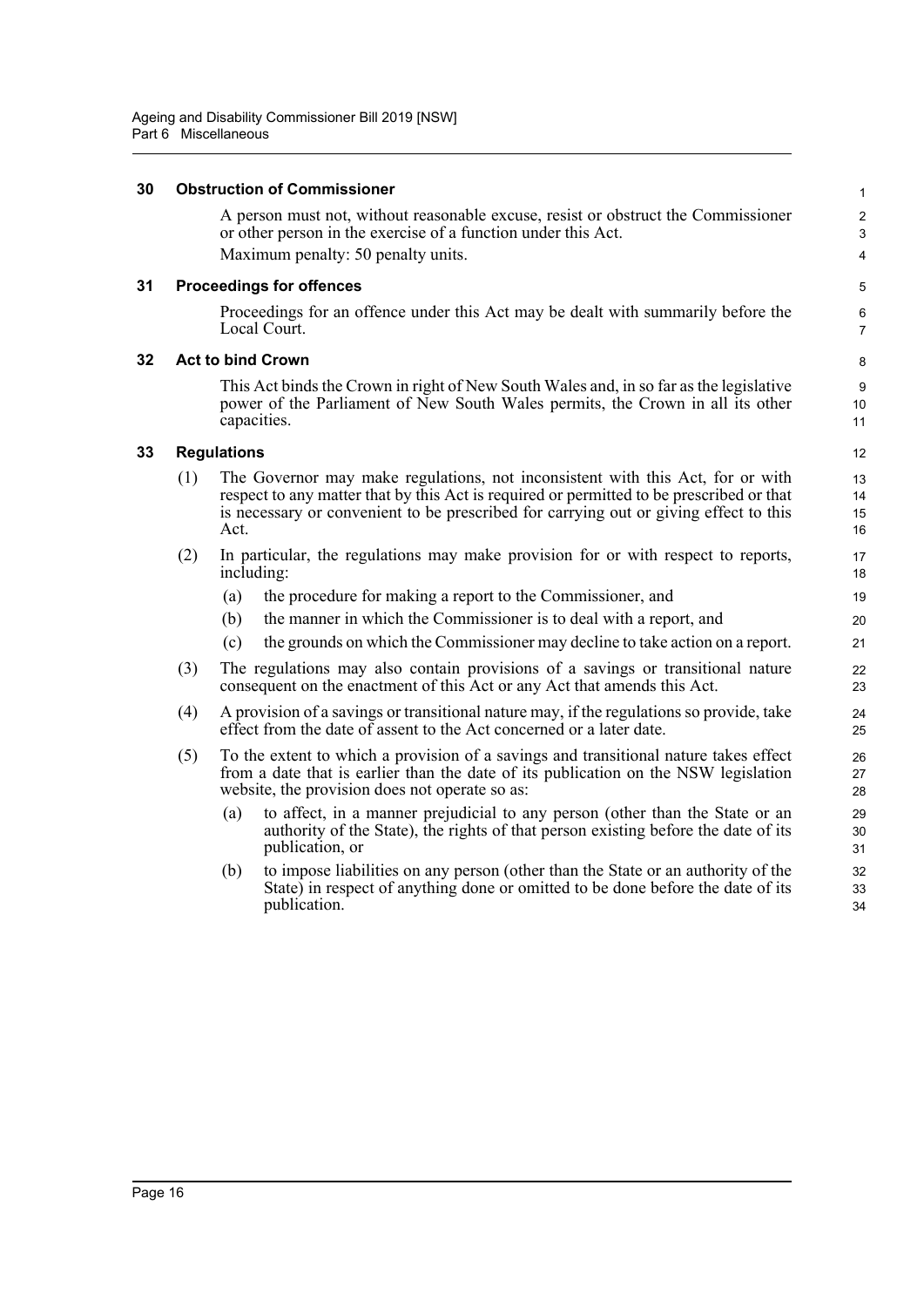### 30 Obstruction of Commissioner

A person must not, without reasonable excuse, resist or obstruct the Commissioner or other person in the exercise of a function under this Act.

Maximum penalty: 50 penalty units.

### 31 Proceedings for offences

Proceedings for an offence under this Act may be dealt with summarily before the Local Court.

### 32 Act to bind Crown

This Act binds the Crown in right of New South Wales and, in so far as the legislative power of the Parliament of New South Wales permits, the Crown in all its other capacities.

### 33 Regulations

(1) The Governor may make regulations, not inconsistent with this Act, for or with respect to any matter that by this Act is required or permitted to be prescribed or that is necessary or convenient to be prescribed for carrying out or giving effect to this Act.

(2) In particular, the regulations may make provision for or with respect to reports, including:

- (a) the procedure for making a report to the Commissioner, and
- (b) the manner in which the Commissioner is to deal with a report, and
- (c) the grounds on which the Commissioner may decline to take action on a report.

(3) The regulations may also contain provisions of a savings or transitional nature consequent on the enactment of this Act or any Act that amends this Act.

(4) A provision of a savings or transitional nature may, if the regulations so provide, take effect from the date of assent to the Act concerned or a later date.

(5) To the extent to which a provision of a savings and transitional nature takes effect from a date that is earlier than the date of its publication on the NSW legislation website, the provision does not operate so as:

- (a) to affect, in a manner prejudicial to any person (other than the State or an authority of the State), the rights of that person existing before the date of its publication, or
- (b) to impose liabilities on any person (other than the State or an authority of the State) in respect of anything done or omitted to be done before the date of its publication.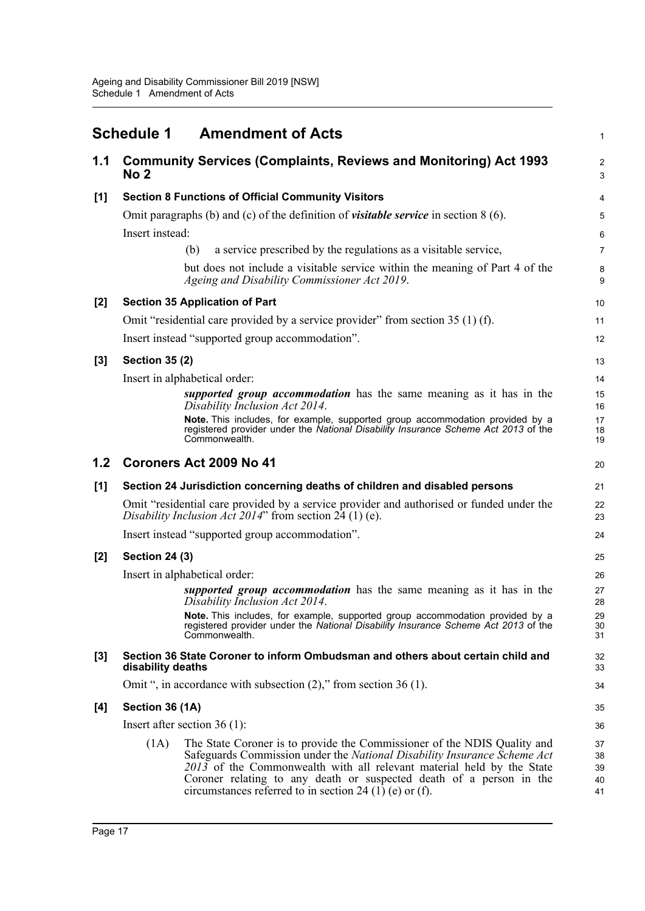# Schedule 1 Amendment of Acts

## 1.1 Community Services (Complaints, Reviews and Monitoring) Act 1993 No 2

### [1] Section 8 Functions of Official Community Visitors

Omit paragraphs (b) and (c) of the definition of ***visitable service*** in section 8 (6).

Insert instead:

(b) a service prescribed by the regulations as a visitable service,

but does not include a visitable service within the meaning of Part 4 of the *Ageing and Disability Commissioner Act 2019*.

### [2] Section 35 Application of Part

Omit "residential care provided by a service provider" from section 35 (1) (f).

Insert instead "supported group accommodation".

### [3] Section 35 (2)

Insert in alphabetical order:

***supported group accommodation*** has the same meaning as it has in the *Disability Inclusion Act 2014*.

**Note.** This includes, for example, supported group accommodation provided by a registered provider under the *National Disability Insurance Scheme Act 2013* of the Commonwealth.

## 1.2 Coroners Act 2009 No 41

### [1] Section 24 Jurisdiction concerning deaths of children and disabled persons

Omit "residential care provided by a service provider and authorised or funded under the *Disability Inclusion Act 2014*" from section 24 (1) (e).

Insert instead "supported group accommodation".

### [2] Section 24 (3)

Insert in alphabetical order:

***supported group accommodation*** has the same meaning as it has in the *Disability Inclusion Act 2014*.

**Note.** This includes, for example, supported group accommodation provided by a registered provider under the *National Disability Insurance Scheme Act 2013* of the Commonwealth.

### [3] Section 36 State Coroner to inform Ombudsman and others about certain child and disability deaths

Omit ", in accordance with subsection (2)," from section 36 (1).

### [4] Section 36 (1A)

Insert after section 36 (1):

(1A) The State Coroner is to provide the Commissioner of the NDIS Quality and Safeguards Commission under the *National Disability Insurance Scheme Act 2013* of the Commonwealth with all relevant material held by the State Coroner relating to any death or suspected death of a person in the circumstances referred to in section 24 (1) (e) or (f).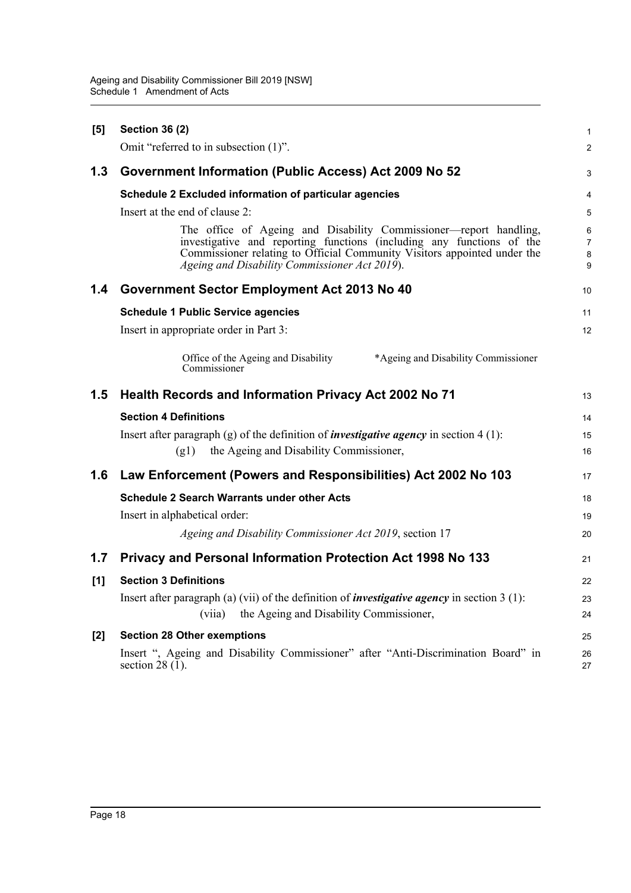**[5] Section 36 (2)**

Omit "referred to in subsection (1)".

## 1.3 Government Information (Public Access) Act 2009 No 52

**Schedule 2 Excluded information of particular agencies**

Insert at the end of clause 2:

> The office of Ageing and Disability Commissioner—report handling, investigative and reporting functions (including any functions of the Commissioner relating to Official Community Visitors appointed under the *Ageing and Disability Commissioner Act 2019*).

## 1.4 Government Sector Employment Act 2013 No 40

**Schedule 1 Public Service agencies**

Insert in appropriate order in Part 3:

| | |
|---|---|
| Office of the Ageing and Disability Commissioner | *Ageing and Disability Commissioner |

## 1.5 Health Records and Information Privacy Act 2002 No 71

**Section 4 Definitions**

Insert after paragraph (g) of the definition of ***investigative agency*** in section 4 (1):

> (g1) the Ageing and Disability Commissioner,

## 1.6 Law Enforcement (Powers and Responsibilities) Act 2002 No 103

**Schedule 2 Search Warrants under other Acts**

Insert in alphabetical order:

> *Ageing and Disability Commissioner Act 2019*, section 17

## 1.7 Privacy and Personal Information Protection Act 1998 No 133

**[1] Section 3 Definitions**

Insert after paragraph (a) (vii) of the definition of ***investigative agency*** in section 3 (1):

> (viia) the Ageing and Disability Commissioner,

**[2] Section 28 Other exemptions**

Insert ", Ageing and Disability Commissioner" after "Anti-Discrimination Board" in section 28 (1).